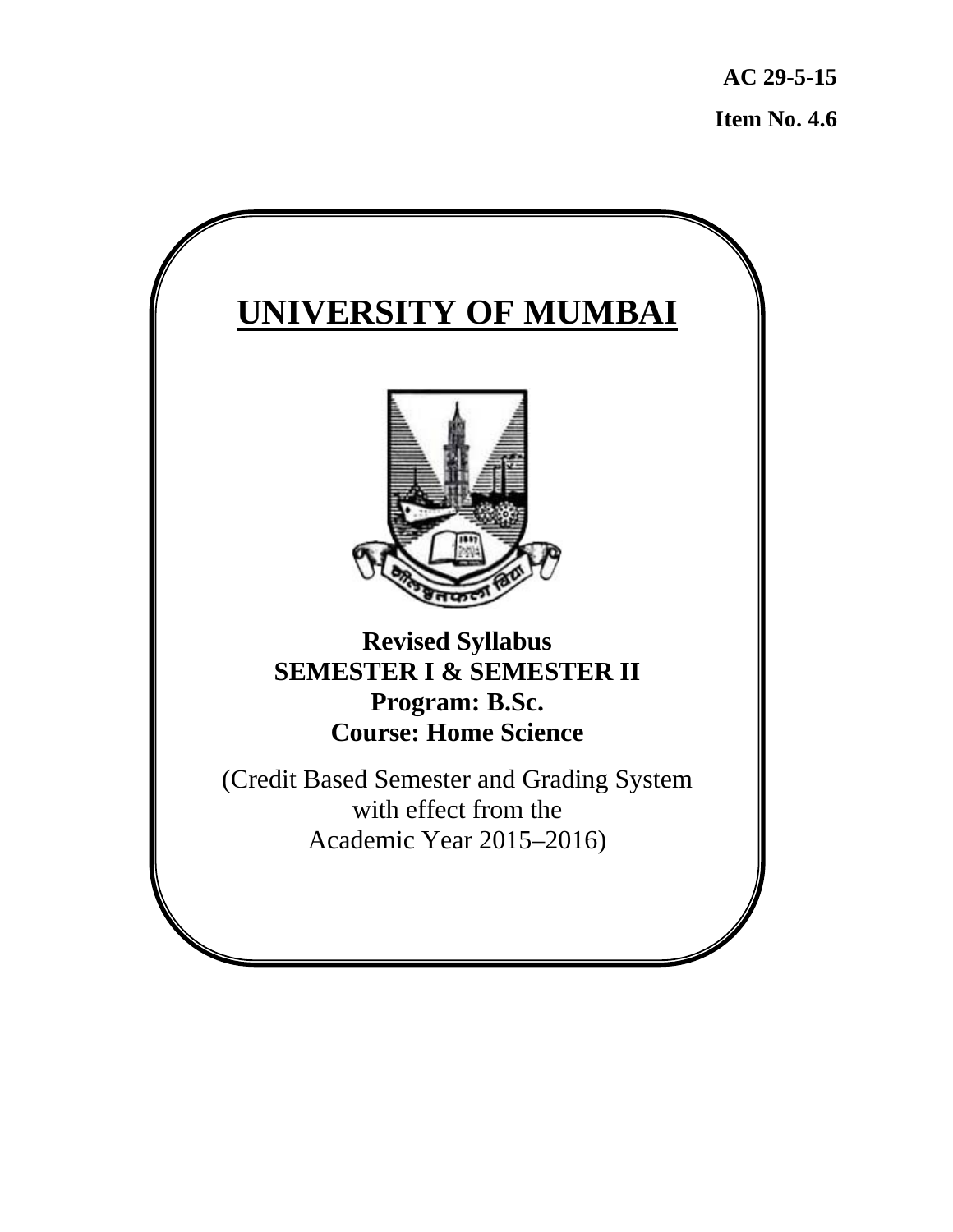AC 29-5-15

Item No. 4.6

# UNIVERSITY OF MUMBAI

**Revised Syllabus**
**SEMESTER I & SEMESTER II**
**Program: B.Sc.**
**Course: Home Science**

(Credit Based Semester and Grading System
with effect from the
Academic Year 2015–2016)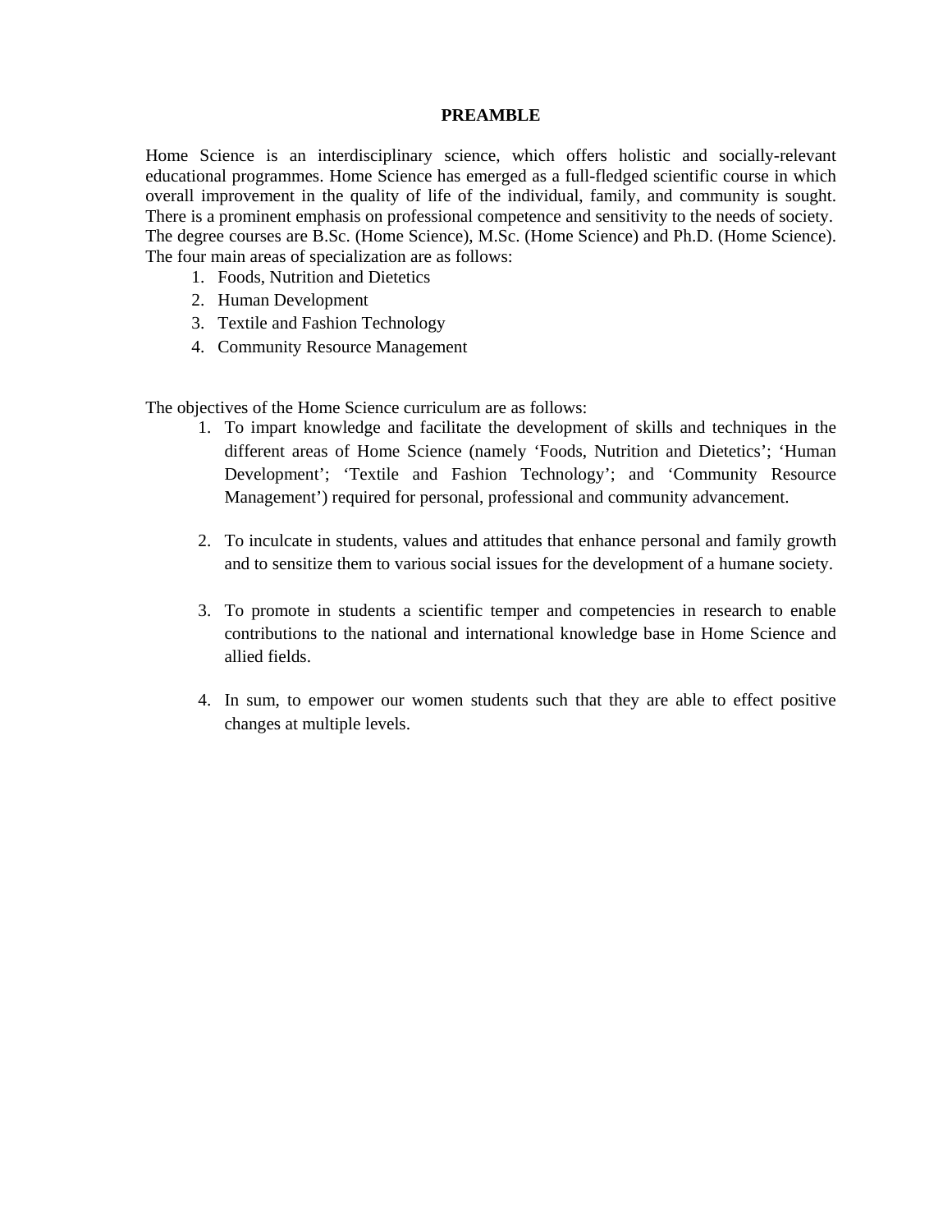# PREAMBLE

Home Science is an interdisciplinary science, which offers holistic and socially-relevant educational programmes. Home Science has emerged as a full-fledged scientific course in which overall improvement in the quality of life of the individual, family, and community is sought. There is a prominent emphasis on professional competence and sensitivity to the needs of society. The degree courses are B.Sc. (Home Science), M.Sc. (Home Science) and Ph.D. (Home Science). The four main areas of specialization are as follows:

1. Foods, Nutrition and Dietetics
2. Human Development
3. Textile and Fashion Technology
4. Community Resource Management

The objectives of the Home Science curriculum are as follows:

1. To impart knowledge and facilitate the development of skills and techniques in the different areas of Home Science (namely 'Foods, Nutrition and Dietetics'; 'Human Development'; 'Textile and Fashion Technology'; and 'Community Resource Management') required for personal, professional and community advancement.

2. To inculcate in students, values and attitudes that enhance personal and family growth and to sensitize them to various social issues for the development of a humane society.

3. To promote in students a scientific temper and competencies in research to enable contributions to the national and international knowledge base in Home Science and allied fields.

4. In sum, to empower our women students such that they are able to effect positive changes at multiple levels.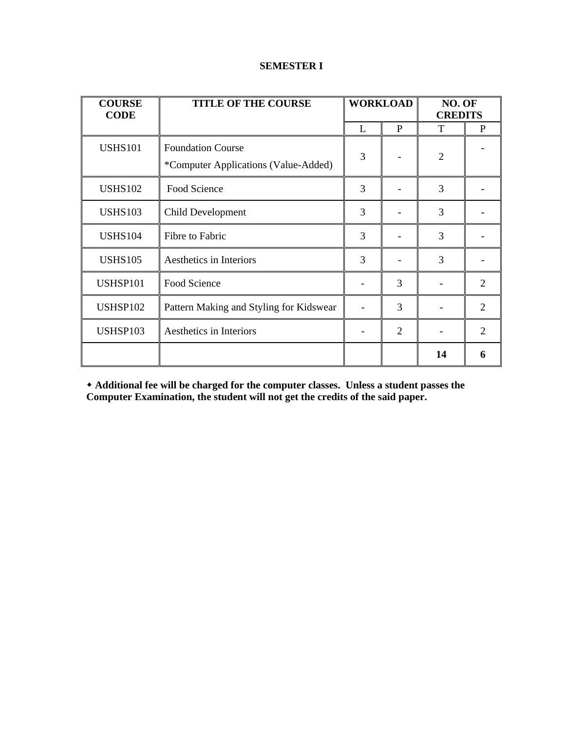**SEMESTER I**

| COURSE CODE | TITLE OF THE COURSE | WORKLOAD | | NO. OF CREDITS | |
|---|---|---|---|---|---|
| | | L | P | T | P |
| USHS101 | Foundation Course *Computer Applications (Value-Added) | 3 | - | 2 | - |
| USHS102 | Food Science | 3 | - | 3 | - |
| USHS103 | Child Development | 3 | - | 3 | - |
| USHS104 | Fibre to Fabric | 3 | - | 3 | - |
| USHS105 | Aesthetics in Interiors | 3 | - | 3 | - |
| USHSP101 | Food Science | - | 3 | - | 2 |
| USHSP102 | Pattern Making and Styling for Kidswear | - | 3 | - | 2 |
| USHSP103 | Aesthetics in Interiors | - | 2 | - | 2 |
| | | | | **14** | **6** |

◆ **Additional fee will be charged for the computer classes. Unless a student passes the Computer Examination, the student will not get the credits of the said paper.**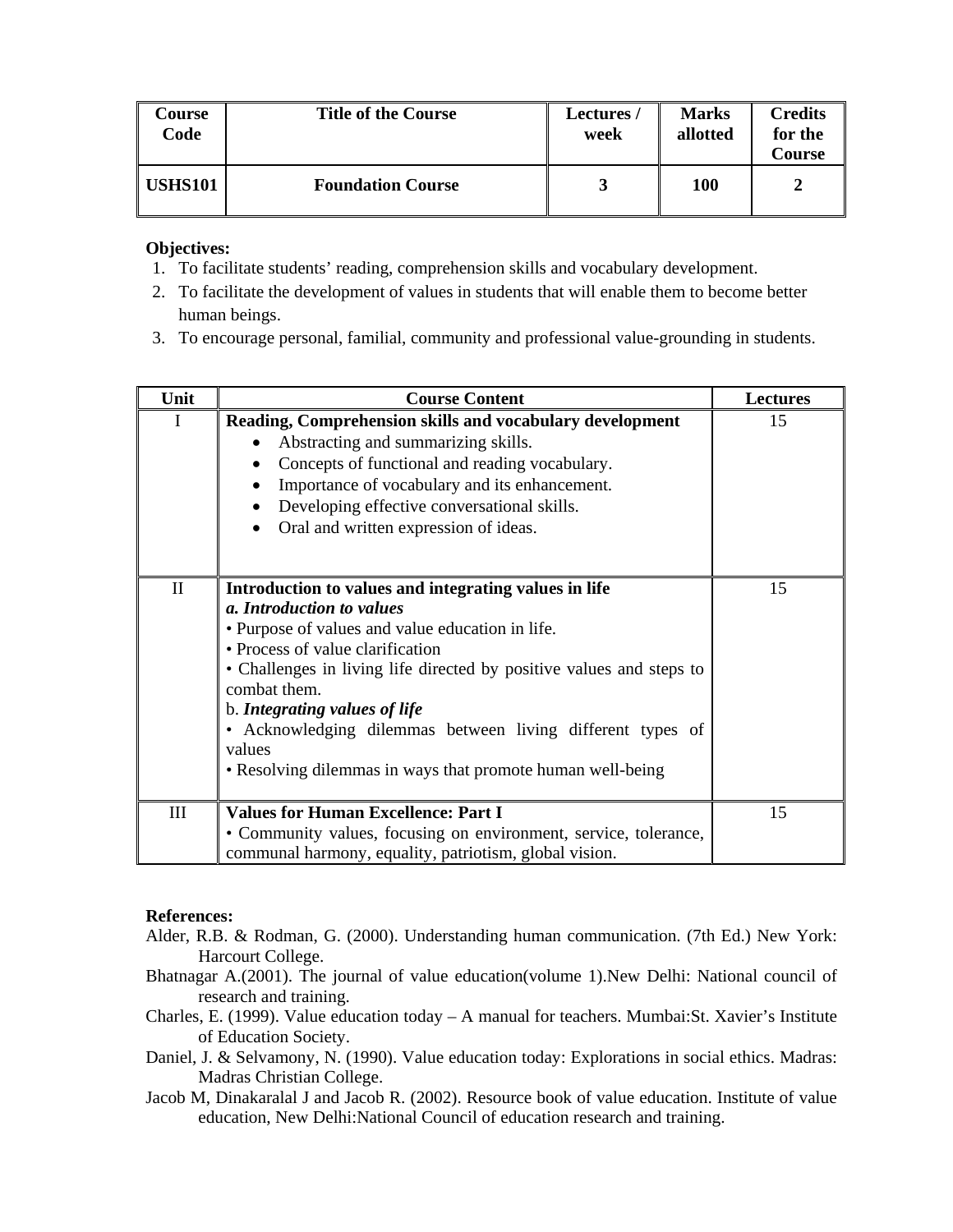| Course Code | Title of the Course | Lectures / week | Marks allotted | Credits for the Course |
|---|---|---|---|---|
| **USHS101** | **Foundation Course** | **3** | **100** | **2** |

**Objectives:**

1. To facilitate students' reading, comprehension skills and vocabulary development.
2. To facilitate the development of values in students that will enable them to become better human beings.
3. To encourage personal, familial, community and professional value-grounding in students.

| Unit | Course Content | Lectures |
|---|---|---|
| I | **Reading, Comprehension skills and vocabulary development**<br>• Abstracting and summarizing skills.<br>• Concepts of functional and reading vocabulary.<br>• Importance of vocabulary and its enhancement.<br>• Developing effective conversational skills.<br>• Oral and written expression of ideas. | 15 |
| II | **Introduction to values and integrating values in life**<br>***a. Introduction to values***<br>• Purpose of values and value education in life.<br>• Process of value clarification<br>• Challenges in living life directed by positive values and steps to combat them.<br>b. ***Integrating values of life***<br>• Acknowledging dilemmas between living different types of values<br>• Resolving dilemmas in ways that promote human well-being | 15 |
| III | **Values for Human Excellence: Part I**<br>• Community values, focusing on environment, service, tolerance, communal harmony, equality, patriotism, global vision. | 15 |

**References:**

Alder, R.B. & Rodman, G. (2000). Understanding human communication. (7th Ed.) New York: Harcourt College.

Bhatnagar A.(2001). The journal of value education(volume 1).New Delhi: National council of research and training.

Charles, E. (1999). Value education today – A manual for teachers. Mumbai:St. Xavier's Institute of Education Society.

Daniel, J. & Selvamony, N. (1990). Value education today: Explorations in social ethics. Madras: Madras Christian College.

Jacob M, Dinakaralal J and Jacob R. (2002). Resource book of value education. Institute of value education, New Delhi:National Council of education research and training.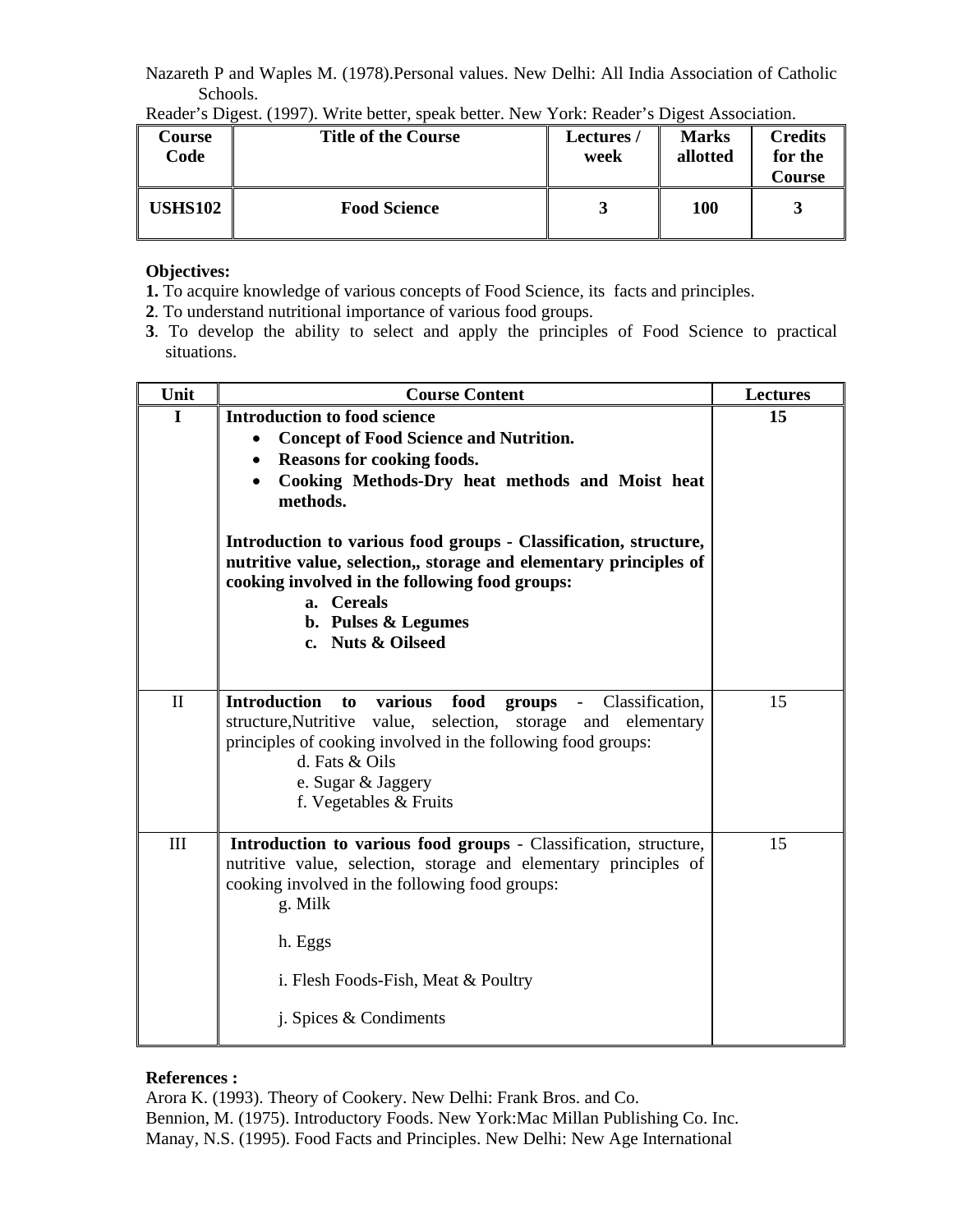Nazareth P and Waples M. (1978).Personal values. New Delhi: All India Association of Catholic Schools.

Reader's Digest. (1997). Write better, speak better. New York: Reader's Digest Association.

| Course Code | Title of the Course | Lectures / week | Marks allotted | Credits for the Course |
|---|---|---|---|---|
| **USHS102** | **Food Science** | **3** | **100** | **3** |

**Objectives:**

**1.** To acquire knowledge of various concepts of Food Science, its facts and principles.

**2**. To understand nutritional importance of various food groups.

**3**. To develop the ability to select and apply the principles of Food Science to practical situations.

| Unit | Course Content | Lectures |
|---|---|---|
| **I** | **Introduction to food science**<br>• **Concept of Food Science and Nutrition.**<br>• **Reasons for cooking foods.**<br>• **Cooking Methods-Dry heat methods and Moist heat methods.**<br><br>**Introduction to various food groups - Classification, structure, nutritive value, selection,, storage and elementary principles of cooking involved in the following food groups:**<br>**a. Cereals**<br>**b. Pulses & Legumes**<br>**c. Nuts & Oilseed** | **15** |
| II | **Introduction to various food groups** - Classification, structure,Nutritive value, selection, storage and elementary principles of cooking involved in the following food groups:<br>d. Fats & Oils<br>e. Sugar & Jaggery<br>f. Vegetables & Fruits | 15 |
| III | **Introduction to various food groups** - Classification, structure, nutritive value, selection, storage and elementary principles of cooking involved in the following food groups:<br>g. Milk<br>h. Eggs<br>i. Flesh Foods-Fish, Meat & Poultry<br>j. Spices & Condiments | 15 |

**References :**

Arora K. (1993). Theory of Cookery. New Delhi: Frank Bros. and Co.

Bennion, M. (1975). Introductory Foods. New York:Mac Millan Publishing Co. Inc.

Manay, N.S. (1995). Food Facts and Principles. New Delhi: New Age International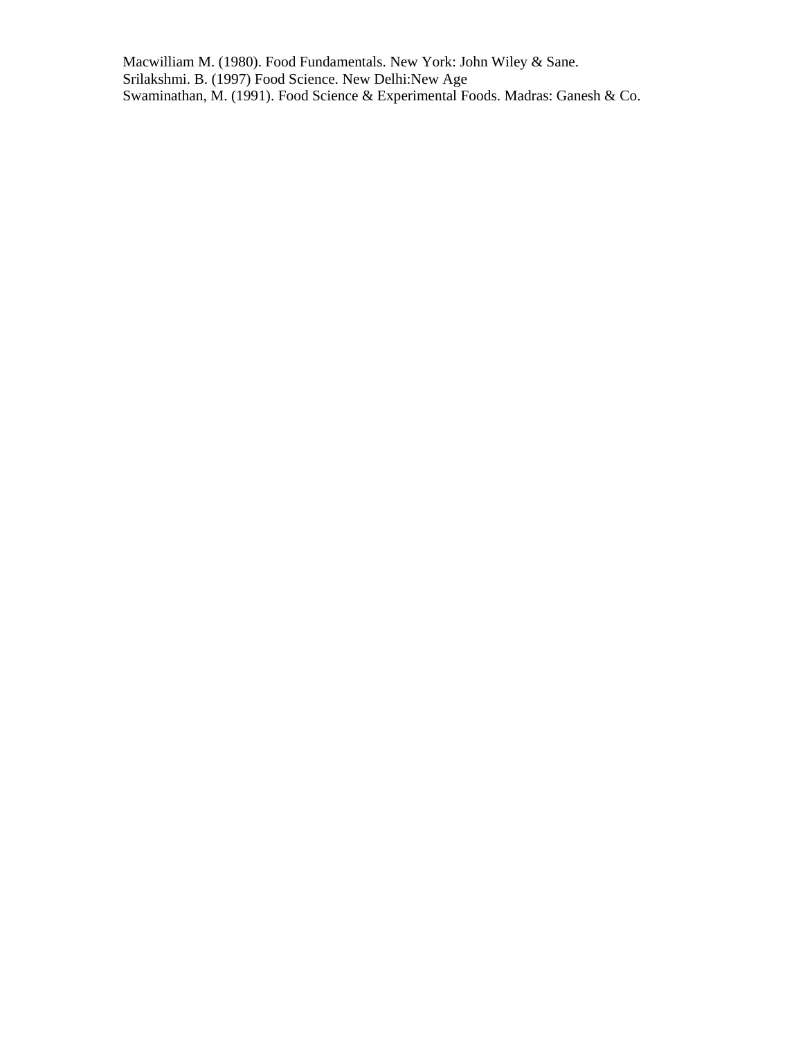Macwilliam M. (1980). Food Fundamentals. New York: John Wiley & Sane.
Srilakshmi. B. (1997) Food Science. New Delhi:New Age
Swaminathan, M. (1991). Food Science & Experimental Foods. Madras: Ganesh & Co.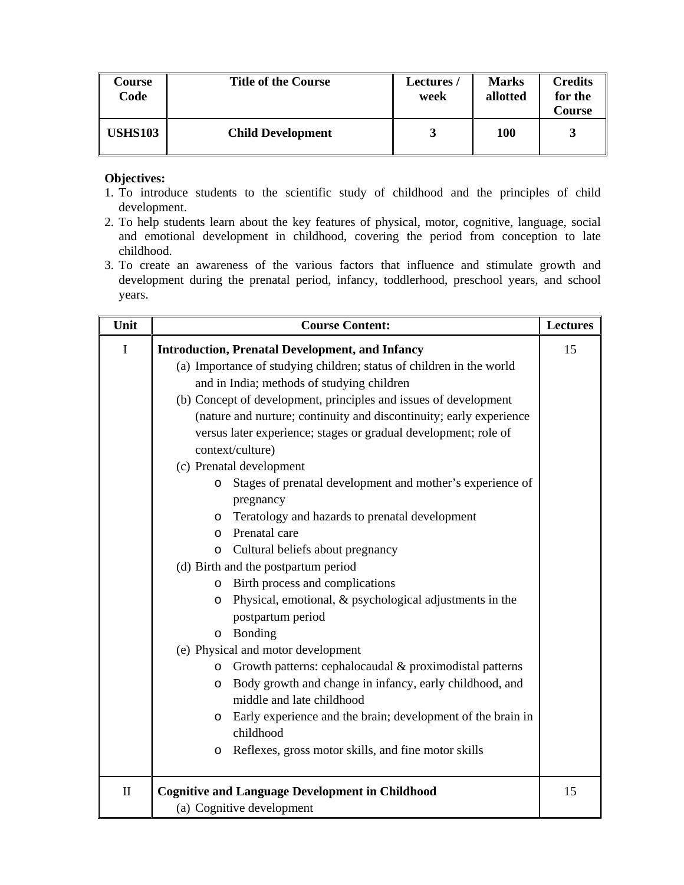| Course Code | Title of the Course | Lectures / week | Marks allotted | Credits for the Course |
|---|---|---|---|---|
| **USHS103** | **Child Development** | **3** | **100** | **3** |

**Objectives:**

1. To introduce students to the scientific study of childhood and the principles of child development.
2. To help students learn about the key features of physical, motor, cognitive, language, social and emotional development in childhood, covering the period from conception to late childhood.
3. To create an awareness of the various factors that influence and stimulate growth and development during the prenatal period, infancy, toddlerhood, preschool years, and school years.

| Unit | Course Content: | Lectures |
|---|---|---|
| I | **Introduction, Prenatal Development, and Infancy**<br>(a) Importance of studying children; status of children in the world and in India; methods of studying children<br>(b) Concept of development, principles and issues of development (nature and nurture; continuity and discontinuity; early experience versus later experience; stages or gradual development; role of context/culture)<br>(c) Prenatal development<br>o Stages of prenatal development and mother's experience of pregnancy<br>o Teratology and hazards to prenatal development<br>o Prenatal care<br>o Cultural beliefs about pregnancy<br>(d) Birth and the postpartum period<br>o Birth process and complications<br>o Physical, emotional, & psychological adjustments in the postpartum period<br>o Bonding<br>(e) Physical and motor development<br>o Growth patterns: cephalocaudal & proximodistal patterns<br>o Body growth and change in infancy, early childhood, and middle and late childhood<br>o Early experience and the brain; development of the brain in childhood<br>o Reflexes, gross motor skills, and fine motor skills | 15 |
| II | **Cognitive and Language Development in Childhood**<br>(a) Cognitive development | 15 |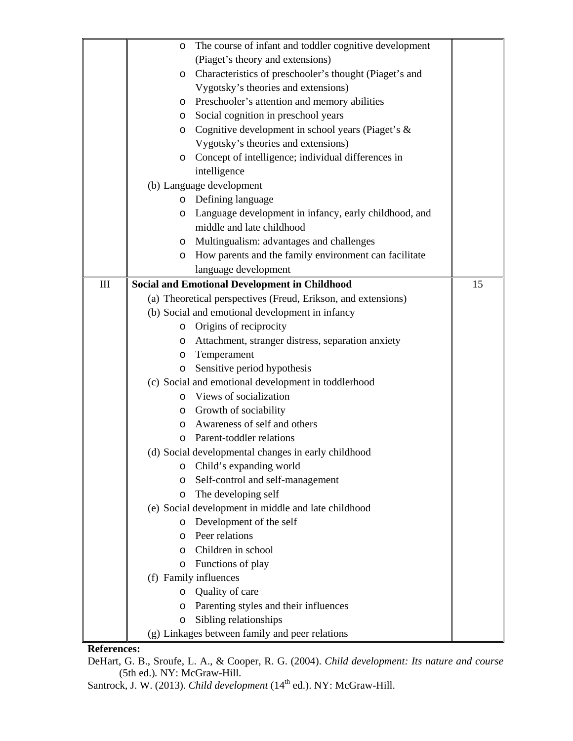| | | |
|---|---|---|
| | ○ The course of infant and toddler cognitive development (Piaget's theory and extensions)<br>○ Characteristics of preschooler's thought (Piaget's and Vygotsky's theories and extensions)<br>○ Preschooler's attention and memory abilities<br>○ Social cognition in preschool years<br>○ Cognitive development in school years (Piaget's & Vygotsky's theories and extensions)<br>○ Concept of intelligence; individual differences in intelligence<br>(b) Language development<br>○ Defining language<br>○ Language development in infancy, early childhood, and middle and late childhood<br>○ Multingualism: advantages and challenges<br>○ How parents and the family environment can facilitate language development | |
| III | **Social and Emotional Development in Childhood**<br>(a) Theoretical perspectives (Freud, Erikson, and extensions)<br>(b) Social and emotional development in infancy<br>○ Origins of reciprocity<br>○ Attachment, stranger distress, separation anxiety<br>○ Temperament<br>○ Sensitive period hypothesis<br>(c) Social and emotional development in toddlerhood<br>○ Views of socialization<br>○ Growth of sociability<br>○ Awareness of self and others<br>○ Parent-toddler relations<br>(d) Social developmental changes in early childhood<br>○ Child's expanding world<br>○ Self-control and self-management<br>○ The developing self<br>(e) Social development in middle and late childhood<br>○ Development of the self<br>○ Peer relations<br>○ Children in school<br>○ Functions of play<br>(f) Family influences<br>○ Quality of care<br>○ Parenting styles and their influences<br>○ Sibling relationships<br>(g) Linkages between family and peer relations | 15 |

**References:**

DeHart, G. B., Sroufe, L. A., & Cooper, R. G. (2004). *Child development: Its nature and course* (5th ed.). NY: McGraw-Hill.

Santrock, J. W. (2013). *Child development* (14th ed.). NY: McGraw-Hill.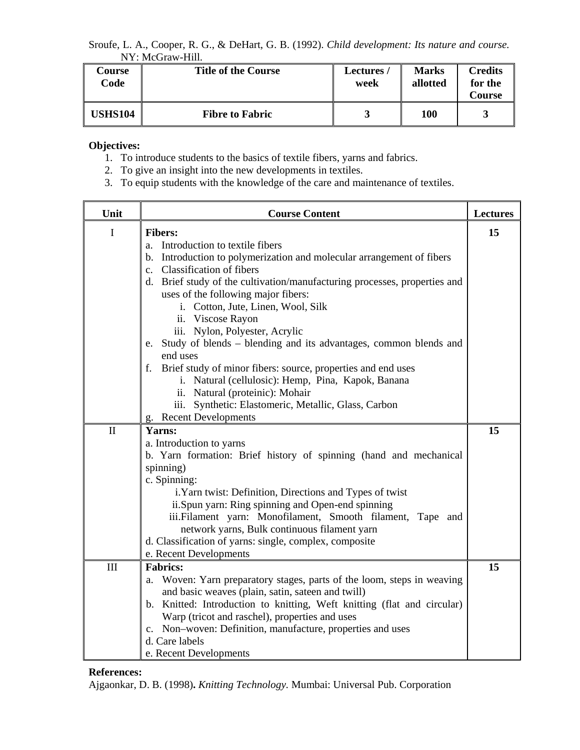Sroufe, L. A., Cooper, R. G., & DeHart, G. B. (1992). *Child development: Its nature and course.* NY: McGraw-Hill.

| Course Code | Title of the Course | Lectures / week | Marks allotted | Credits for the Course |
|---|---|---|---|---|
| **USHS104** | **Fibre to Fabric** | **3** | **100** | **3** |

**Objectives:**

1. To introduce students to the basics of textile fibers, yarns and fabrics.
2. To give an insight into the new developments in textiles.
3. To equip students with the knowledge of the care and maintenance of textiles.

| Unit | Course Content | Lectures |
|---|---|---|
| I | **Fibers:**<br>a. Introduction to textile fibers<br>b. Introduction to polymerization and molecular arrangement of fibers<br>c. Classification of fibers<br>d. Brief study of the cultivation/manufacturing processes, properties and uses of the following major fibers:<br>i. Cotton, Jute, Linen, Wool, Silk<br>ii. Viscose Rayon<br>iii. Nylon, Polyester, Acrylic<br>e. Study of blends – blending and its advantages, common blends and end uses<br>f. Brief study of minor fibers: source, properties and end uses<br>i. Natural (cellulosic): Hemp, Pina, Kapok, Banana<br>ii. Natural (proteinic): Mohair<br>iii. Synthetic: Elastomeric, Metallic, Glass, Carbon<br>g. Recent Developments | **15** |
| II | **Yarns:**<br>a. Introduction to yarns<br>b. Yarn formation: Brief history of spinning (hand and mechanical spinning)<br>c. Spinning:<br>i. Yarn twist: Definition, Directions and Types of twist<br>ii. Spun yarn: Ring spinning and Open-end spinning<br>iii. Filament yarn: Monofilament, Smooth filament, Tape and network yarns, Bulk continuous filament yarn<br>d. Classification of yarns: single, complex, composite<br>e. Recent Developments | **15** |
| III | **Fabrics:**<br>a. Woven: Yarn preparatory stages, parts of the loom, steps in weaving and basic weaves (plain, satin, sateen and twill)<br>b. Knitted: Introduction to knitting, Weft knitting (flat and circular) Warp (tricot and raschel), properties and uses<br>c. Non–woven: Definition, manufacture, properties and uses<br>d. Care labels<br>e. Recent Developments | **15** |

**References:**

Ajgaonkar, D. B. (1998). *Knitting Technology.* Mumbai: Universal Pub. Corporation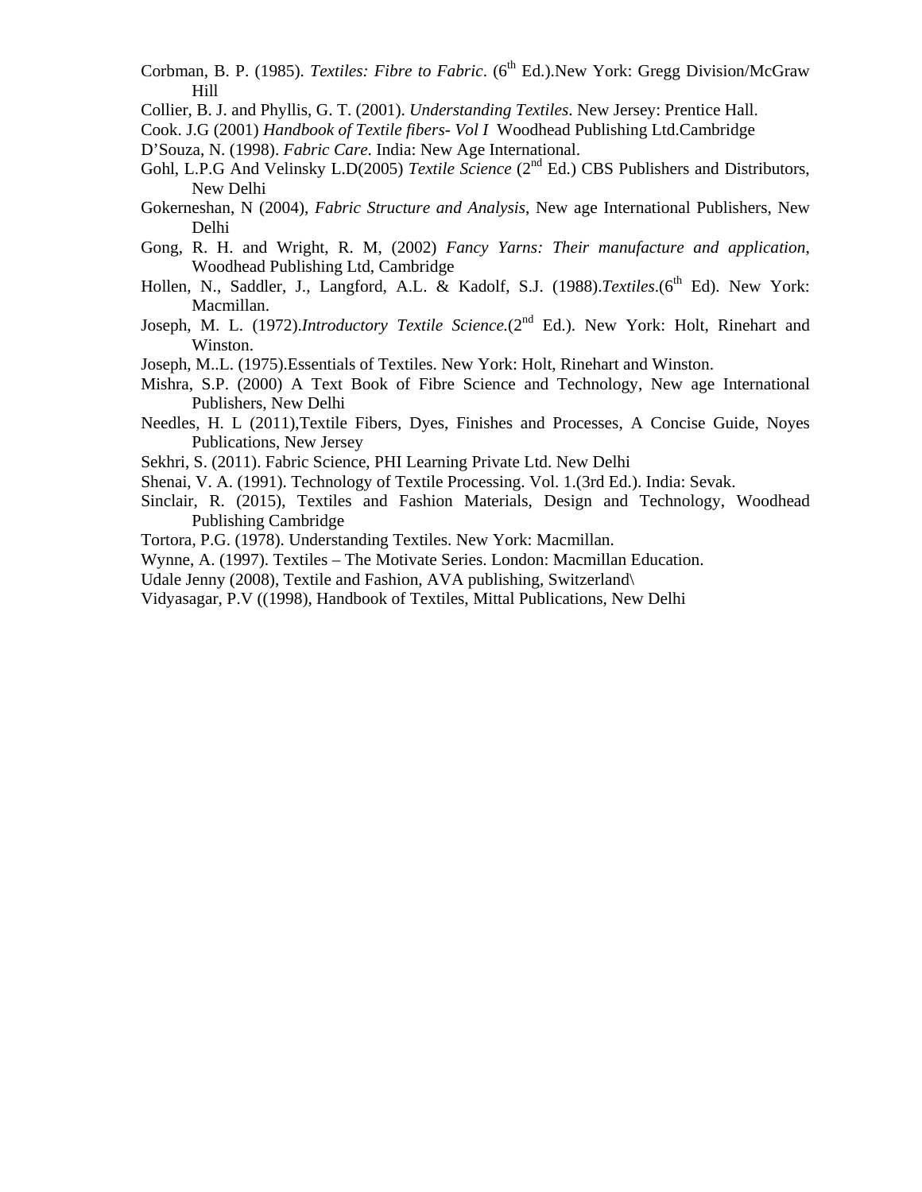Corbman, B. P. (1985). *Textiles: Fibre to Fabric*. (6th Ed.).New York: Gregg Division/McGraw Hill

Collier, B. J. and Phyllis, G. T. (2001). *Understanding Textiles*. New Jersey: Prentice Hall.

Cook. J.G (2001) *Handbook of Textile fibers- Vol I* Woodhead Publishing Ltd.Cambridge

D'Souza, N. (1998). *Fabric Care*. India: New Age International.

Gohl, L.P.G And Velinsky L.D(2005) *Textile Science* (2nd Ed.) CBS Publishers and Distributors, New Delhi

Gokerneshan, N (2004), *Fabric Structure and Analysis*, New age International Publishers, New Delhi

Gong, R. H. and Wright, R. M, (2002) *Fancy Yarns: Their manufacture and application*, Woodhead Publishing Ltd, Cambridge

Hollen, N., Saddler, J., Langford, A.L. & Kadolf, S.J. (1988).*Textiles*.(6th Ed). New York: Macmillan.

Joseph, M. L. (1972).*Introductory Textile Science*.(2nd Ed.). New York: Holt, Rinehart and Winston.

Joseph, M..L. (1975).Essentials of Textiles. New York: Holt, Rinehart and Winston.

Mishra, S.P. (2000) A Text Book of Fibre Science and Technology, New age International Publishers, New Delhi

Needles, H. L (2011),Textile Fibers, Dyes, Finishes and Processes, A Concise Guide, Noyes Publications, New Jersey

Sekhri, S. (2011). Fabric Science, PHI Learning Private Ltd. New Delhi

Shenai, V. A. (1991). Technology of Textile Processing. Vol. 1.(3rd Ed.). India: Sevak.

Sinclair, R. (2015), Textiles and Fashion Materials, Design and Technology, Woodhead Publishing Cambridge

Tortora, P.G. (1978). Understanding Textiles. New York: Macmillan.

Wynne, A. (1997). Textiles – The Motivate Series. London: Macmillan Education.

Udale Jenny (2008), Textile and Fashion, AVA publishing, Switzerland\

Vidyasagar, P.V ((1998), Handbook of Textiles, Mittal Publications, New Delhi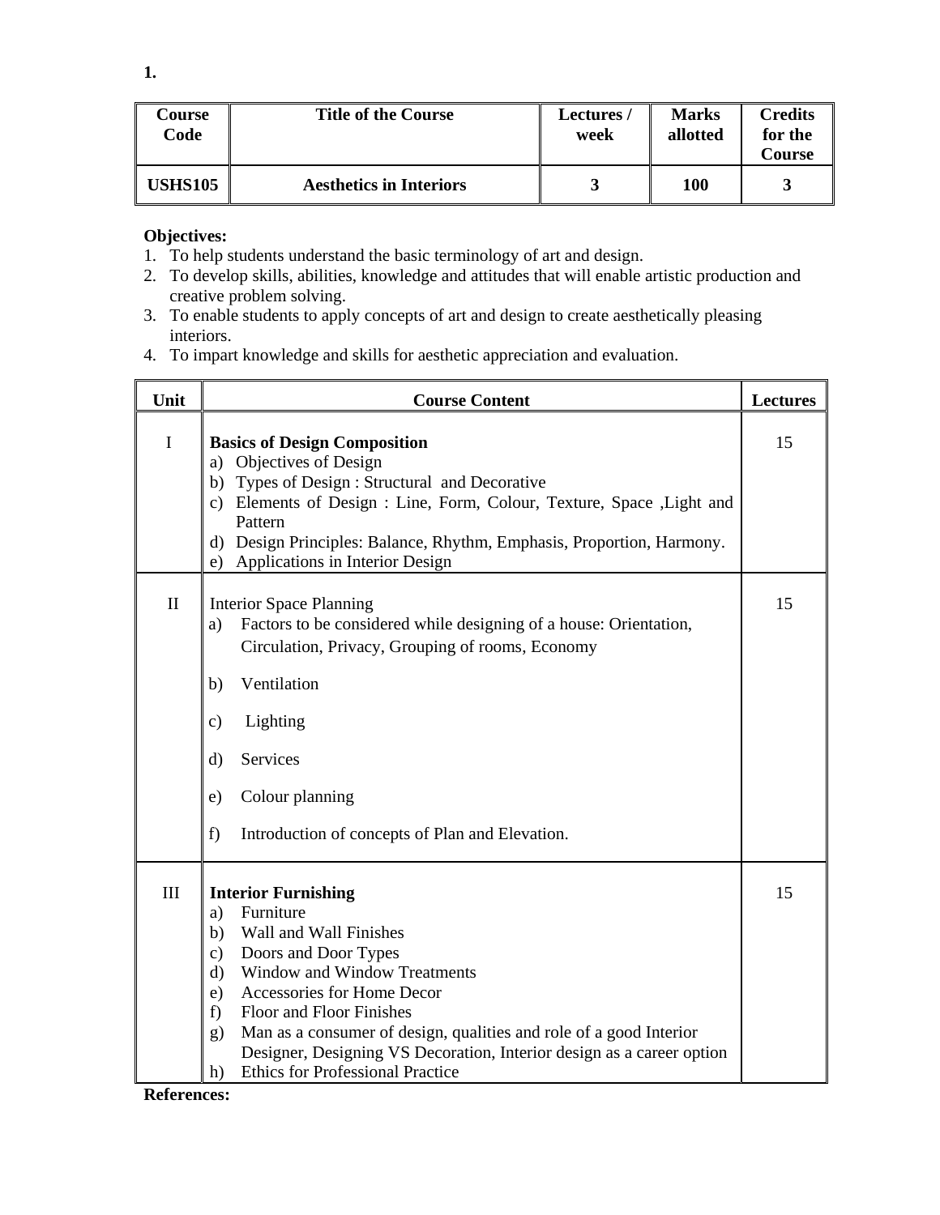1.

| Course Code | Title of the Course | Lectures / week | Marks allotted | Credits for the Course |
|---|---|---|---|---|
| USHS105 | Aesthetics in Interiors | 3 | 100 | 3 |

**Objectives:**

1. To help students understand the basic terminology of art and design.
2. To develop skills, abilities, knowledge and attitudes that will enable artistic production and creative problem solving.
3. To enable students to apply concepts of art and design to create aesthetically pleasing interiors.
4. To impart knowledge and skills for aesthetic appreciation and evaluation.

| Unit | Course Content | Lectures |
|---|---|---|
| I | **Basics of Design Composition**<br>a) Objectives of Design<br>b) Types of Design : Structural and Decorative<br>c) Elements of Design : Line, Form, Colour, Texture, Space ,Light and Pattern<br>d) Design Principles: Balance, Rhythm, Emphasis, Proportion, Harmony.<br>e) Applications in Interior Design | 15 |
| II | Interior Space Planning<br>a) Factors to be considered while designing of a house: Orientation, Circulation, Privacy, Grouping of rooms, Economy<br>b) Ventilation<br>c) Lighting<br>d) Services<br>e) Colour planning<br>f) Introduction of concepts of Plan and Elevation. | 15 |
| III | **Interior Furnishing**<br>a) Furniture<br>b) Wall and Wall Finishes<br>c) Doors and Door Types<br>d) Window and Window Treatments<br>e) Accessories for Home Decor<br>f) Floor and Floor Finishes<br>g) Man as a consumer of design, qualities and role of a good Interior Designer, Designing VS Decoration, Interior design as a career option<br>h) Ethics for Professional Practice | 15 |

**References:**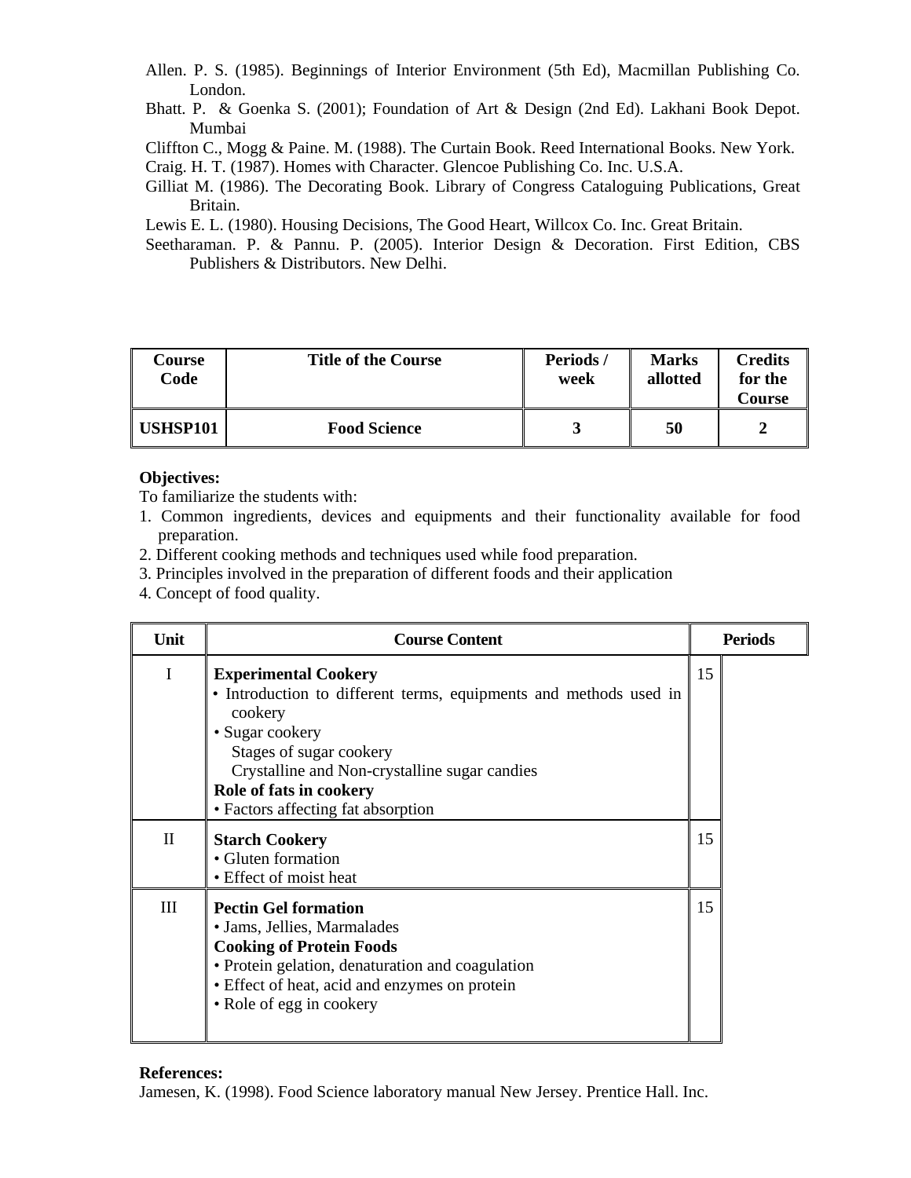Allen. P. S. (1985). Beginnings of Interior Environment (5th Ed), Macmillan Publishing Co. London.

Bhatt. P. & Goenka S. (2001); Foundation of Art & Design (2nd Ed). Lakhani Book Depot. Mumbai

Cliffton C., Mogg & Paine. M. (1988). The Curtain Book. Reed International Books. New York.

Craig. H. T. (1987). Homes with Character. Glencoe Publishing Co. Inc. U.S.A.

Gilliat M. (1986). The Decorating Book. Library of Congress Cataloguing Publications, Great Britain.

Lewis E. L. (1980). Housing Decisions, The Good Heart, Willcox Co. Inc. Great Britain.

Seetharaman. P. & Pannu. P. (2005). Interior Design & Decoration. First Edition, CBS Publishers & Distributors. New Delhi.

| Course Code | Title of the Course | Periods / week | Marks allotted | Credits for the Course |
|---|---|---|---|---|
| **USHSP101** | **Food Science** | **3** | **50** | **2** |

**Objectives:**

To familiarize the students with:

1. Common ingredients, devices and equipments and their functionality available for food preparation.
2. Different cooking methods and techniques used while food preparation.
3. Principles involved in the preparation of different foods and their application
4. Concept of food quality.

| Unit | Course Content | Periods |
|---|---|---|
| I | **Experimental Cookery**<br>• Introduction to different terms, equipments and methods used in cookery<br>• Sugar cookery<br>Stages of sugar cookery<br>Crystalline and Non-crystalline sugar candies<br>**Role of fats in cookery**<br>• Factors affecting fat absorption | 15 |
| II | **Starch Cookery**<br>• Gluten formation<br>• Effect of moist heat | 15 |
| III | **Pectin Gel formation**<br>• Jams, Jellies, Marmalades<br>**Cooking of Protein Foods**<br>• Protein gelation, denaturation and coagulation<br>• Effect of heat, acid and enzymes on protein<br>• Role of egg in cookery | 15 |

**References:**

Jamesen, K. (1998). Food Science laboratory manual New Jersey. Prentice Hall. Inc.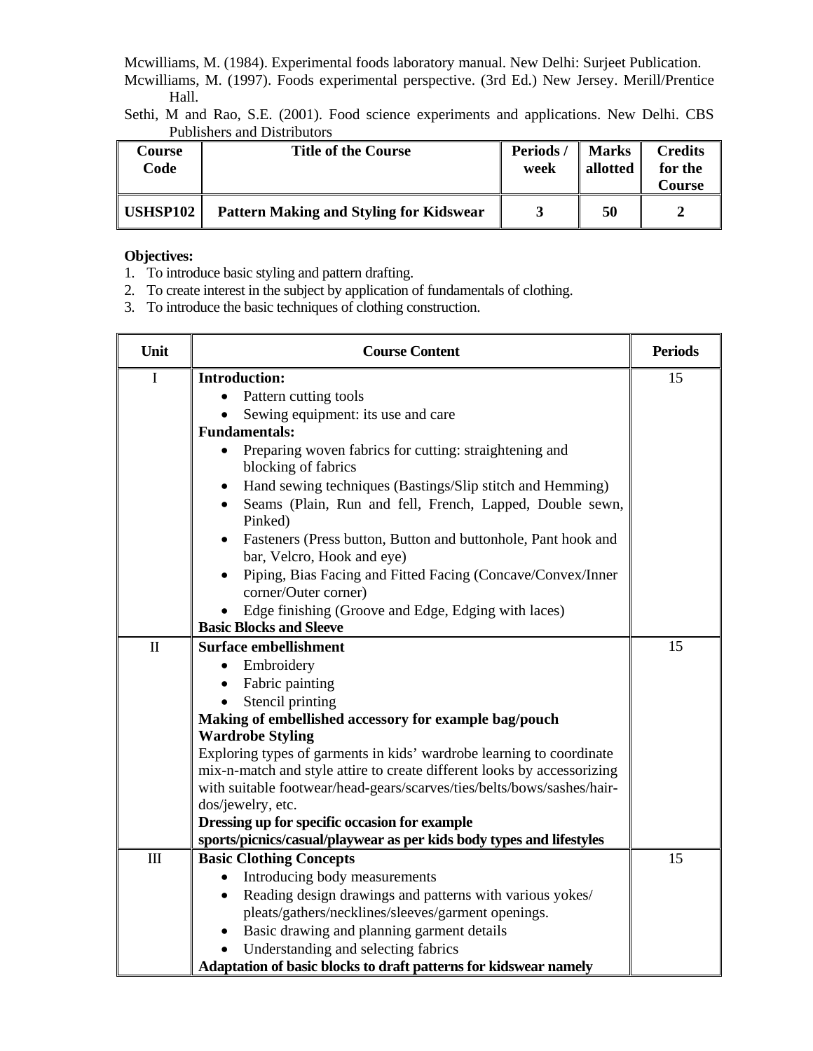Mcwilliams, M. (1984). Experimental foods laboratory manual. New Delhi: Surjeet Publication.

Mcwilliams, M. (1997). Foods experimental perspective. (3rd Ed.) New Jersey. Merill/Prentice Hall.

Sethi, M and Rao, S.E. (2001). Food science experiments and applications. New Delhi. CBS Publishers and Distributors

| Course Code | Title of the Course | Periods / week | Marks allotted | Credits for the Course |
|---|---|---|---|---|
| **USHSP102** | **Pattern Making and Styling for Kidswear** | **3** | **50** | **2** |

**Objectives:**

1. To introduce basic styling and pattern drafting.
2. To create interest in the subject by application of fundamentals of clothing.
3. To introduce the basic techniques of clothing construction.

| Unit | Course Content | Periods |
|---|---|---|
| I | **Introduction:**<br>• Pattern cutting tools<br>• Sewing equipment: its use and care<br>**Fundamentals:**<br>• Preparing woven fabrics for cutting: straightening and blocking of fabrics<br>• Hand sewing techniques (Bastings/Slip stitch and Hemming)<br>• Seams (Plain, Run and fell, French, Lapped, Double sewn, Pinked)<br>• Fasteners (Press button, Button and buttonhole, Pant hook and bar, Velcro, Hook and eye)<br>• Piping, Bias Facing and Fitted Facing (Concave/Convex/Inner corner/Outer corner)<br>• Edge finishing (Groove and Edge, Edging with laces)<br>**Basic Blocks and Sleeve** | 15 |
| II | **Surface embellishment**<br>• Embroidery<br>• Fabric painting<br>• Stencil printing<br>**Making of embellished accessory for example bag/pouch**<br>**Wardrobe Styling**<br>Exploring types of garments in kids' wardrobe learning to coordinate mix-n-match and style attire to create different looks by accessorizing with suitable footwear/head-gears/scarves/ties/belts/bows/sashes/hair-dos/jewelry, etc.<br>**Dressing up for specific occasion for example sports/picnics/casual/playwear as per kids body types and lifestyles** | 15 |
| III | **Basic Clothing Concepts**<br>• Introducing body measurements<br>• Reading design drawings and patterns with various yokes/ pleats/gathers/necklines/sleeves/garment openings.<br>• Basic drawing and planning garment details<br>• Understanding and selecting fabrics<br>**Adaptation of basic blocks to draft patterns for kidswear namely** | 15 |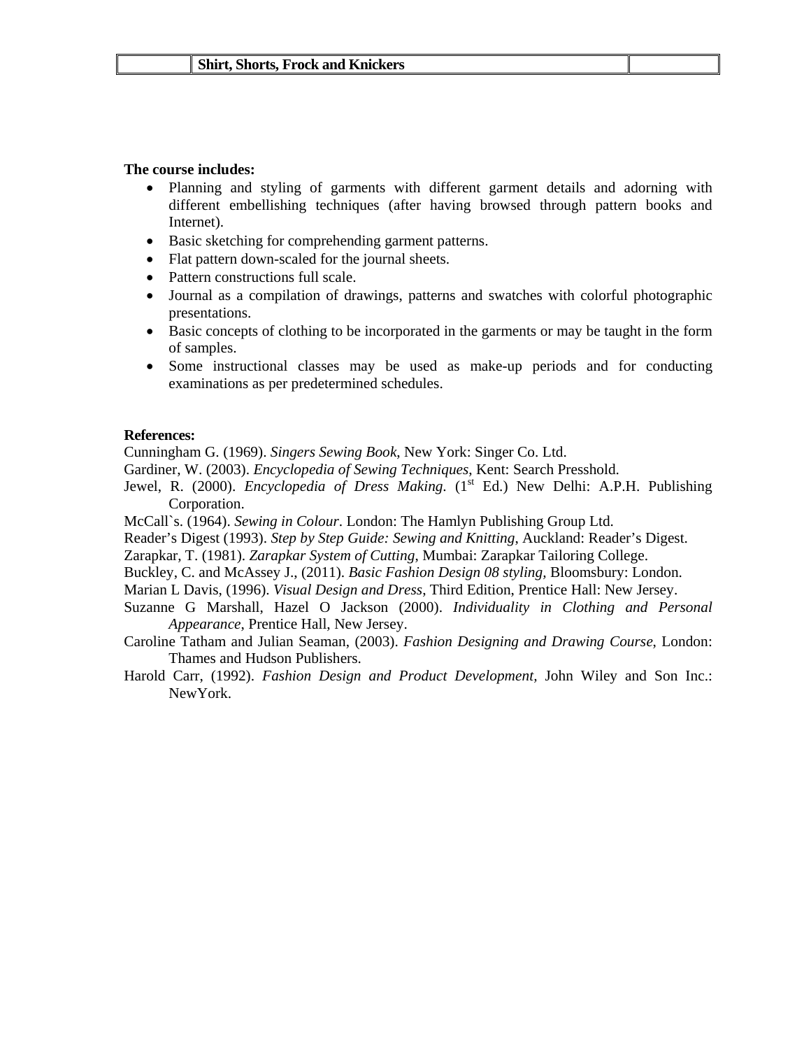|  | **Shirt, Shorts, Frock and Knickers** |  |
|---|---|---|

**The course includes:**

- Planning and styling of garments with different garment details and adorning with different embellishing techniques (after having browsed through pattern books and Internet).
- Basic sketching for comprehending garment patterns.
- Flat pattern down-scaled for the journal sheets.
- Pattern constructions full scale.
- Journal as a compilation of drawings, patterns and swatches with colorful photographic presentations.
- Basic concepts of clothing to be incorporated in the garments or may be taught in the form of samples.
- Some instructional classes may be used as make-up periods and for conducting examinations as per predetermined schedules.

**References:**

Cunningham G. (1969). *Singers Sewing Book*, New York: Singer Co. Ltd.

Gardiner, W. (2003). *Encyclopedia of Sewing Techniques*, Kent: Search Presshold.

Jewel, R. (2000). *Encyclopedia of Dress Making*. (1st Ed.) New Delhi: A.P.H. Publishing Corporation.

McCall`s. (1964). *Sewing in Colour*. London: The Hamlyn Publishing Group Ltd.

Reader's Digest (1993). *Step by Step Guide: Sewing and Knitting*, Auckland: Reader's Digest.

Zarapkar, T. (1981). *Zarapkar System of Cutting*, Mumbai: Zarapkar Tailoring College.

Buckley, C. and McAssey J., (2011). *Basic Fashion Design 08 styling*, Bloomsbury: London.

Marian L Davis, (1996). *Visual Design and Dress*, Third Edition, Prentice Hall: New Jersey.

Suzanne G Marshall, Hazel O Jackson (2000). *Individuality in Clothing and Personal Appearance*, Prentice Hall, New Jersey.

Caroline Tatham and Julian Seaman, (2003). *Fashion Designing and Drawing Course*, London: Thames and Hudson Publishers.

Harold Carr, (1992). *Fashion Design and Product Development*, John Wiley and Son Inc.: NewYork.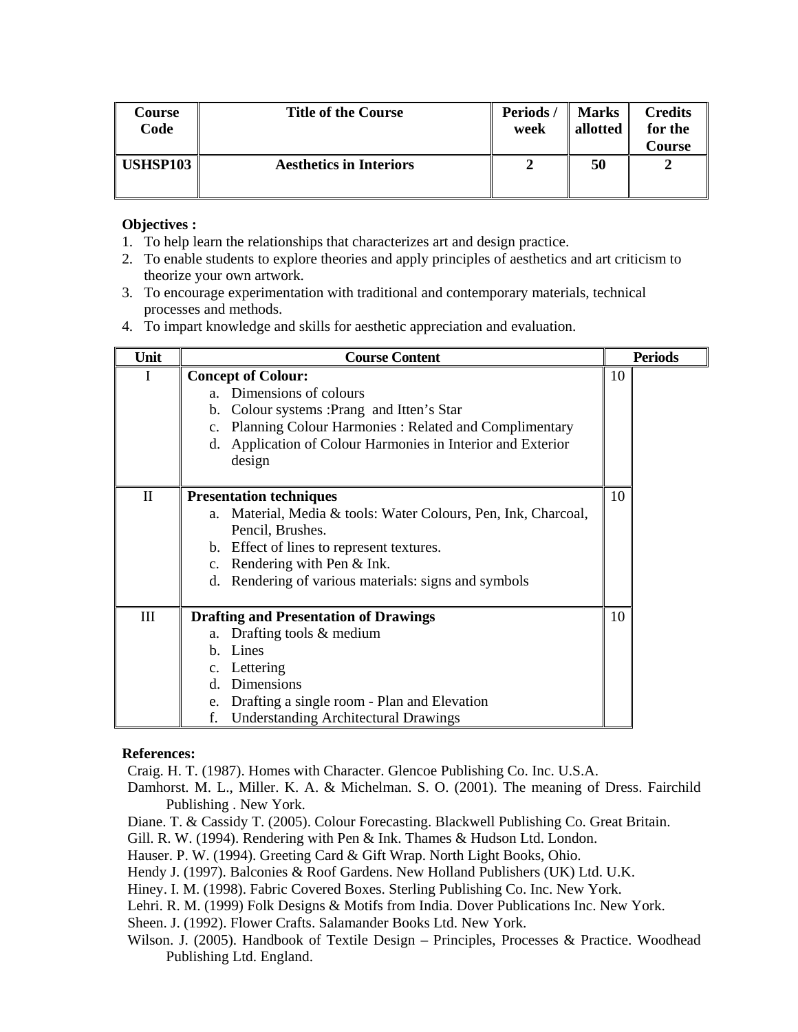| Course Code | Title of the Course | Periods / week | Marks allotted | Credits for the Course |
|---|---|---|---|---|
| USHSP103 | Aesthetics in Interiors | 2 | 50 | 2 |

**Objectives :**

1. To help learn the relationships that characterizes art and design practice.
2. To enable students to explore theories and apply principles of aesthetics and art criticism to theorize your own artwork.
3. To encourage experimentation with traditional and contemporary materials, technical processes and methods.
4. To impart knowledge and skills for aesthetic appreciation and evaluation.

| Unit | Course Content | Periods |
|---|---|---|
| I | **Concept of Colour:**<br>a. Dimensions of colours<br>b. Colour systems :Prang and Itten's Star<br>c. Planning Colour Harmonies : Related and Complimentary<br>d. Application of Colour Harmonies in Interior and Exterior design | 10 |
| II | **Presentation techniques**<br>a. Material, Media & tools: Water Colours, Pen, Ink, Charcoal, Pencil, Brushes.<br>b. Effect of lines to represent textures.<br>c. Rendering with Pen & Ink.<br>d. Rendering of various materials: signs and symbols | 10 |
| III | **Drafting and Presentation of Drawings**<br>a. Drafting tools & medium<br>b. Lines<br>c. Lettering<br>d. Dimensions<br>e. Drafting a single room - Plan and Elevation<br>f. Understanding Architectural Drawings | 10 |

**References:**

Craig. H. T. (1987). Homes with Character. Glencoe Publishing Co. Inc. U.S.A.

Damhorst. M. L., Miller. K. A. & Michelman. S. O. (2001). The meaning of Dress. Fairchild Publishing . New York.

Diane. T. & Cassidy T. (2005). Colour Forecasting. Blackwell Publishing Co. Great Britain.

Gill. R. W. (1994). Rendering with Pen & Ink. Thames & Hudson Ltd. London.

Hauser. P. W. (1994). Greeting Card & Gift Wrap. North Light Books, Ohio.

Hendy J. (1997). Balconies & Roof Gardens. New Holland Publishers (UK) Ltd. U.K.

Hiney. I. M. (1998). Fabric Covered Boxes. Sterling Publishing Co. Inc. New York.

Lehri. R. M. (1999) Folk Designs & Motifs from India. Dover Publications Inc. New York.

Sheen. J. (1992). Flower Crafts. Salamander Books Ltd. New York.

Wilson. J. (2005). Handbook of Textile Design – Principles, Processes & Practice. Woodhead Publishing Ltd. England.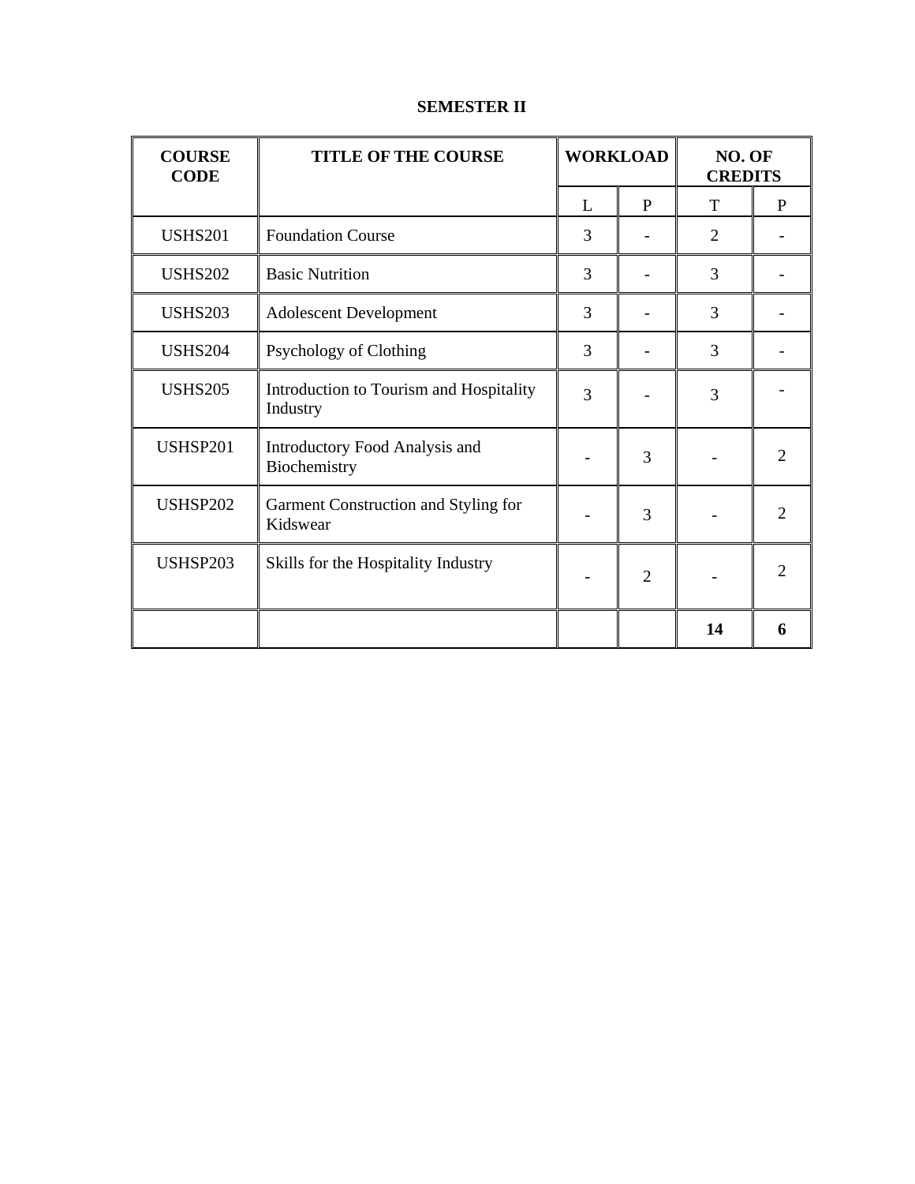**SEMESTER II**

| COURSE CODE | TITLE OF THE COURSE | WORKLOAD | | NO. OF CREDITS | |
|---|---|---|---|---|---|
| | | L | P | T | P |
| USHS201 | Foundation Course | 3 | - | 2 | - |
| USHS202 | Basic Nutrition | 3 | - | 3 | - |
| USHS203 | Adolescent Development | 3 | - | 3 | - |
| USHS204 | Psychology of Clothing | 3 | - | 3 | - |
| USHS205 | Introduction to Tourism and Hospitality Industry | 3 | - | 3 | - |
| USHSP201 | Introductory Food Analysis and Biochemistry | - | 3 | - | 2 |
| USHSP202 | Garment Construction and Styling for Kidswear | - | 3 | - | 2 |
| USHSP203 | Skills for the Hospitality Industry | - | 2 | - | 2 |
| | | | | **14** | **6** |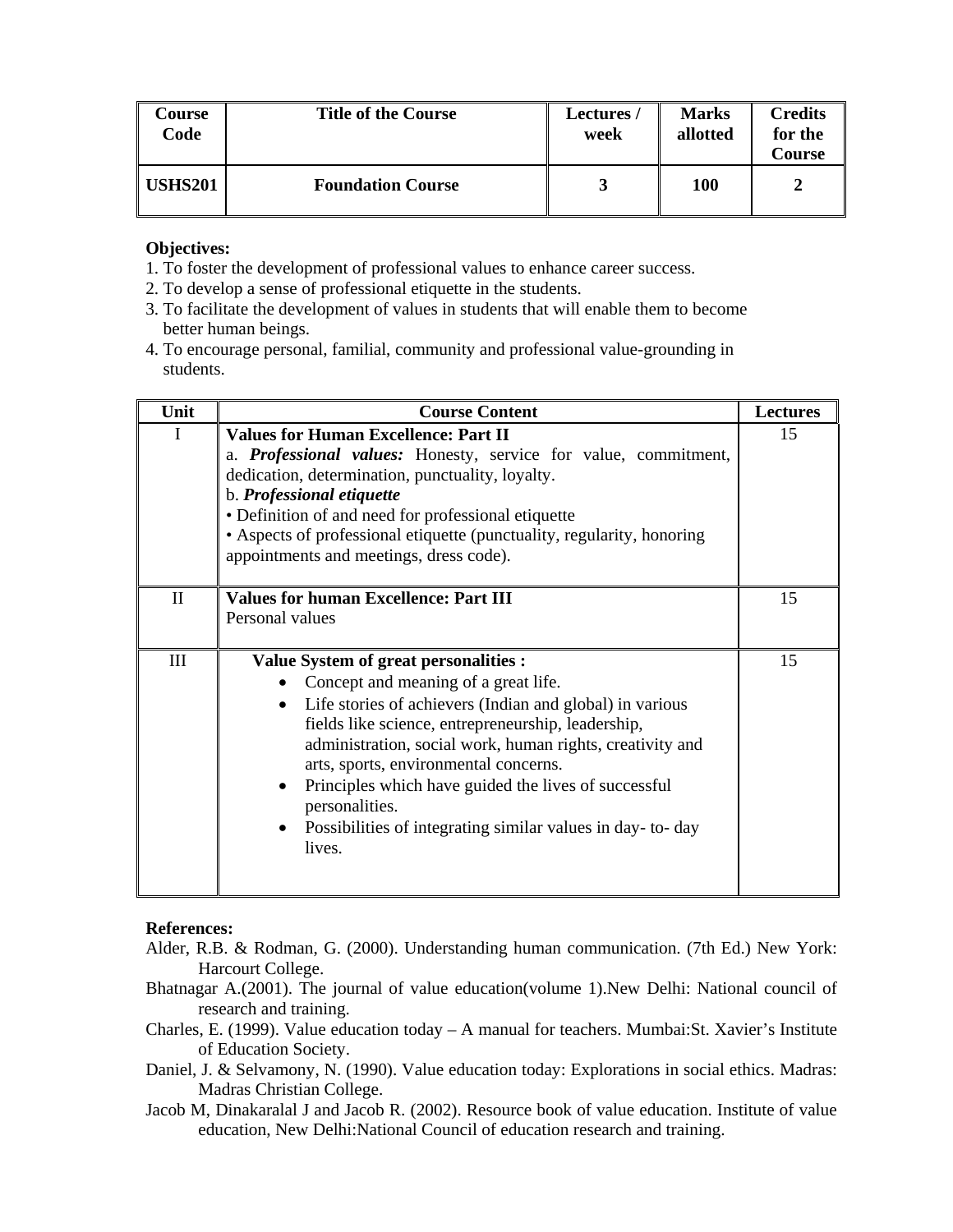| Course Code | Title of the Course | Lectures / week | Marks allotted | Credits for the Course |
|---|---|---|---|---|
| **USHS201** | **Foundation Course** | **3** | **100** | **2** |

**Objectives:**

1. To foster the development of professional values to enhance career success.
2. To develop a sense of professional etiquette in the students.
3. To facilitate the development of values in students that will enable them to become better human beings.
4. To encourage personal, familial, community and professional value-grounding in students.

| Unit | Course Content | Lectures |
|---|---|---|
| I | **Values for Human Excellence: Part II**<br>a. ***Professional values:*** Honesty, service for value, commitment, dedication, determination, punctuality, loyalty.<br>b. ***Professional etiquette***<br>• Definition of and need for professional etiquette<br>• Aspects of professional etiquette (punctuality, regularity, honoring appointments and meetings, dress code). | 15 |
| II | **Values for human Excellence: Part III**<br>Personal values | 15 |
| III | **Value System of great personalities :**<br>• Concept and meaning of a great life.<br>• Life stories of achievers (Indian and global) in various fields like science, entrepreneurship, leadership, administration, social work, human rights, creativity and arts, sports, environmental concerns.<br>• Principles which have guided the lives of successful personalities.<br>• Possibilities of integrating similar values in day- to- day lives. | 15 |

**References:**

Alder, R.B. & Rodman, G. (2000). Understanding human communication. (7th Ed.) New York: Harcourt College.

Bhatnagar A.(2001). The journal of value education(volume 1).New Delhi: National council of research and training.

Charles, E. (1999). Value education today – A manual for teachers. Mumbai:St. Xavier's Institute of Education Society.

Daniel, J. & Selvamony, N. (1990). Value education today: Explorations in social ethics. Madras: Madras Christian College.

Jacob M, Dinakaralal J and Jacob R. (2002). Resource book of value education. Institute of value education, New Delhi:National Council of education research and training.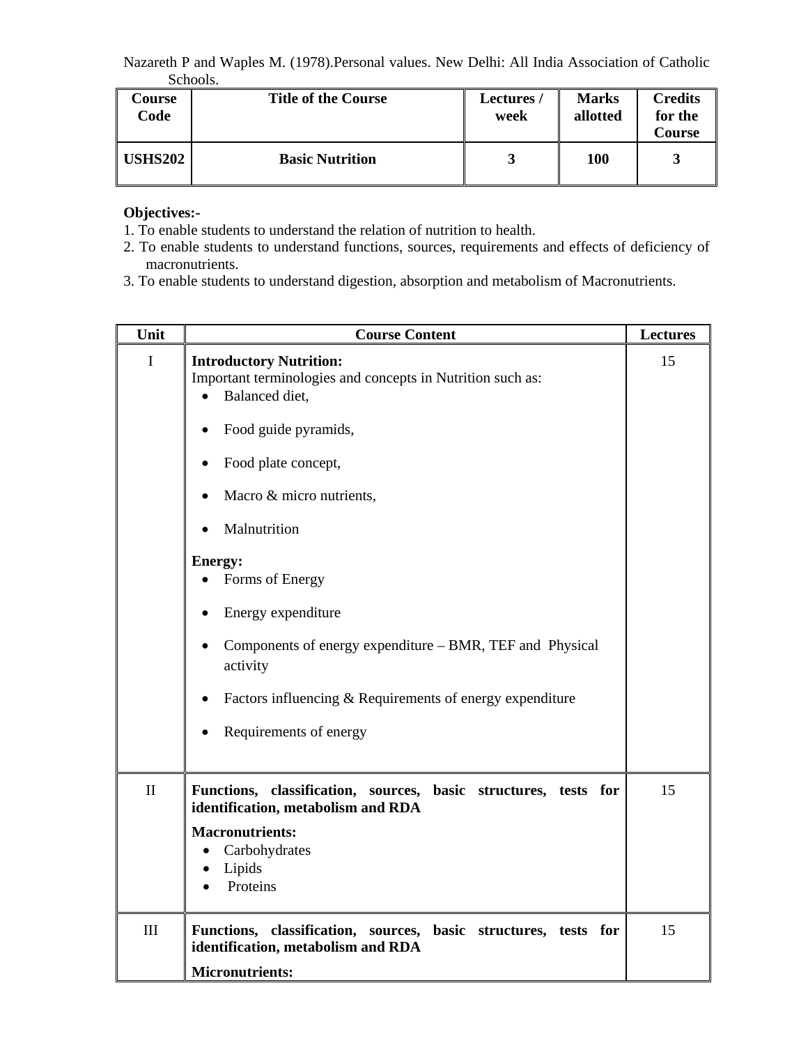Nazareth P and Waples M. (1978).Personal values. New Delhi: All India Association of Catholic Schools.

| Course Code | Title of the Course | Lectures / week | Marks allotted | Credits for the Course |
|---|---|---|---|---|
| **USHS202** | **Basic Nutrition** | **3** | **100** | **3** |

**Objectives:-**

1. To enable students to understand the relation of nutrition to health.
2. To enable students to understand functions, sources, requirements and effects of deficiency of macronutrients.
3. To enable students to understand digestion, absorption and metabolism of Macronutrients.

| Unit | Course Content | Lectures |
|---|---|---|
| I | **Introductory Nutrition:**<br>Important terminologies and concepts in Nutrition such as:<br>• Balanced diet,<br>• Food guide pyramids,<br>• Food plate concept,<br>• Macro & micro nutrients,<br>• Malnutrition<br>**Energy:**<br>• Forms of Energy<br>• Energy expenditure<br>• Components of energy expenditure – BMR, TEF and Physical activity<br>• Factors influencing & Requirements of energy expenditure<br>• Requirements of energy | 15 |
| II | **Functions, classification, sources, basic structures, tests for identification, metabolism and RDA**<br>**Macronutrients:**<br>• Carbohydrates<br>• Lipids<br>• Proteins | 15 |
| III | **Functions, classification, sources, basic structures, tests for identification, metabolism and RDA**<br>**Micronutrients:** | 15 |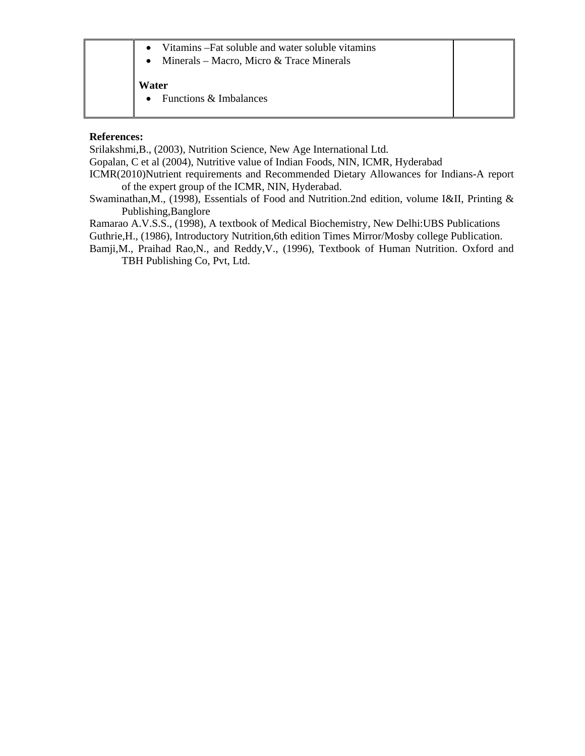| | • Vitamins –Fat soluble and water soluble vitamins<br>• Minerals – Macro, Micro & Trace Minerals<br><br>**Water**<br>• Functions & Imbalances | |
|---|---|---|

**References:**

Srilakshmi,B., (2003), Nutrition Science, New Age International Ltd.

Gopalan, C et al (2004), Nutritive value of Indian Foods, NIN, ICMR, Hyderabad

ICMR(2010)Nutrient requirements and Recommended Dietary Allowances for Indians-A report of the expert group of the ICMR, NIN, Hyderabad.

Swaminathan,M., (1998), Essentials of Food and Nutrition.2nd edition, volume I&II, Printing & Publishing,Banglore

Ramarao A.V.S.S., (1998), A textbook of Medical Biochemistry, New Delhi:UBS Publications

Guthrie,H., (1986), Introductory Nutrition,6th edition Times Mirror/Mosby college Publication.

Bamji,M., Praihad Rao,N., and Reddy,V., (1996), Textbook of Human Nutrition. Oxford and TBH Publishing Co, Pvt, Ltd.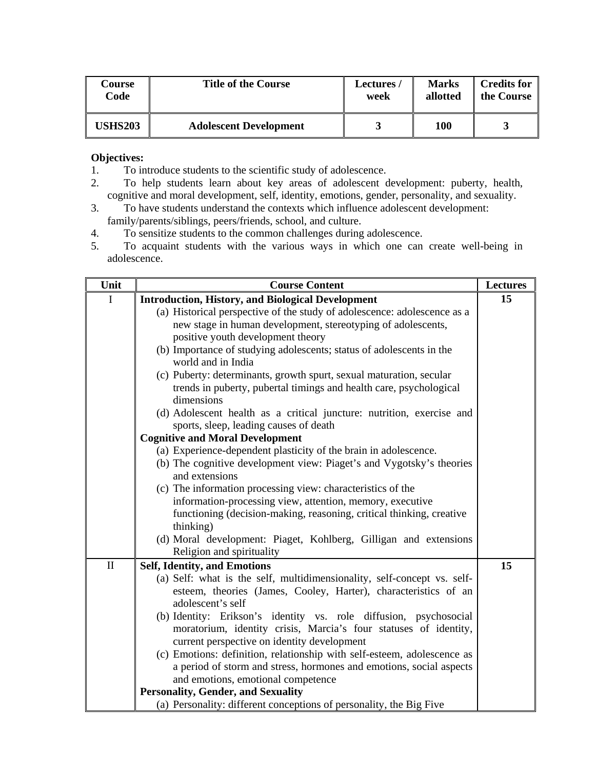| Course Code | Title of the Course | Lectures / week | Marks allotted | Credits for the Course |
|---|---|---|---|---|
| **USHS203** | **Adolescent Development** | **3** | **100** | **3** |

**Objectives:**

1. To introduce students to the scientific study of adolescence.
2. To help students learn about key areas of adolescent development: puberty, health, cognitive and moral development, self, identity, emotions, gender, personality, and sexuality.
3. To have students understand the contexts which influence adolescent development: family/parents/siblings, peers/friends, school, and culture.
4. To sensitize students to the common challenges during adolescence.
5. To acquaint students with the various ways in which one can create well-being in adolescence.

| Unit | Course Content | Lectures |
|---|---|---|
| I | **Introduction, History, and Biological Development**<br>(a) Historical perspective of the study of adolescence: adolescence as a new stage in human development, stereotyping of adolescents, positive youth development theory<br>(b) Importance of studying adolescents; status of adolescents in the world and in India<br>(c) Puberty: determinants, growth spurt, sexual maturation, secular trends in puberty, pubertal timings and health care, psychological dimensions<br>(d) Adolescent health as a critical juncture: nutrition, exercise and sports, sleep, leading causes of death<br>**Cognitive and Moral Development**<br>(a) Experience-dependent plasticity of the brain in adolescence.<br>(b) The cognitive development view: Piaget's and Vygotsky's theories and extensions<br>(c) The information processing view: characteristics of the information-processing view, attention, memory, executive functioning (decision-making, reasoning, critical thinking, creative thinking)<br>(d) Moral development: Piaget, Kohlberg, Gilligan and extensions Religion and spirituality | **15** |
| II | **Self, Identity, and Emotions**<br>(a) Self: what is the self, multidimensionality, self-concept vs. self-esteem, theories (James, Cooley, Harter), characteristics of an adolescent's self<br>(b) Identity: Erikson's identity vs. role diffusion, psychosocial moratorium, identity crisis, Marcia's four statuses of identity, current perspective on identity development<br>(c) Emotions: definition, relationship with self-esteem, adolescence as a period of storm and stress, hormones and emotions, social aspects and emotions, emotional competence<br>**Personality, Gender, and Sexuality**<br>(a) Personality: different conceptions of personality, the Big Five | **15** |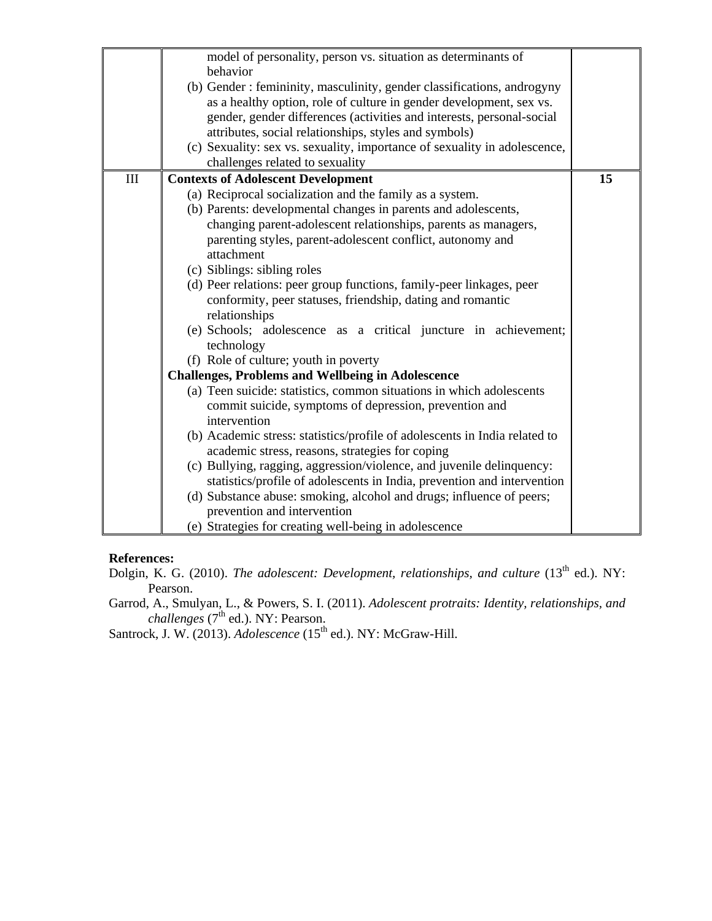| | | |
|---|---|---|
| | model of personality, person vs. situation as determinants of behavior<br>(b) Gender : femininity, masculinity, gender classifications, androgyny as a healthy option, role of culture in gender development, sex vs. gender, gender differences (activities and interests, personal-social attributes, social relationships, styles and symbols)<br>(c) Sexuality: sex vs. sexuality, importance of sexuality in adolescence, challenges related to sexuality | |
| III | **Contexts of Adolescent Development**<br>(a) Reciprocal socialization and the family as a system.<br>(b) Parents: developmental changes in parents and adolescents, changing parent-adolescent relationships, parents as managers, parenting styles, parent-adolescent conflict, autonomy and attachment<br>(c) Siblings: sibling roles<br>(d) Peer relations: peer group functions, family-peer linkages, peer conformity, peer statuses, friendship, dating and romantic relationships<br>(e) Schools; adolescence as a critical juncture in achievement; technology<br>(f) Role of culture; youth in poverty<br>**Challenges, Problems and Wellbeing in Adolescence**<br>(a) Teen suicide: statistics, common situations in which adolescents commit suicide, symptoms of depression, prevention and intervention<br>(b) Academic stress: statistics/profile of adolescents in India related to academic stress, reasons, strategies for coping<br>(c) Bullying, ragging, aggression/violence, and juvenile delinquency: statistics/profile of adolescents in India, prevention and intervention<br>(d) Substance abuse: smoking, alcohol and drugs; influence of peers; prevention and intervention<br>(e) Strategies for creating well-being in adolescence | **15** |

**References:**

Dolgin, K. G. (2010). *The adolescent: Development, relationships, and culture* (13th ed.). NY: Pearson.

Garrod, A., Smulyan, L., & Powers, S. I. (2011). *Adolescent protraits: Identity, relationships, and challenges* (7th ed.). NY: Pearson.

Santrock, J. W. (2013). *Adolescence* (15th ed.). NY: McGraw-Hill.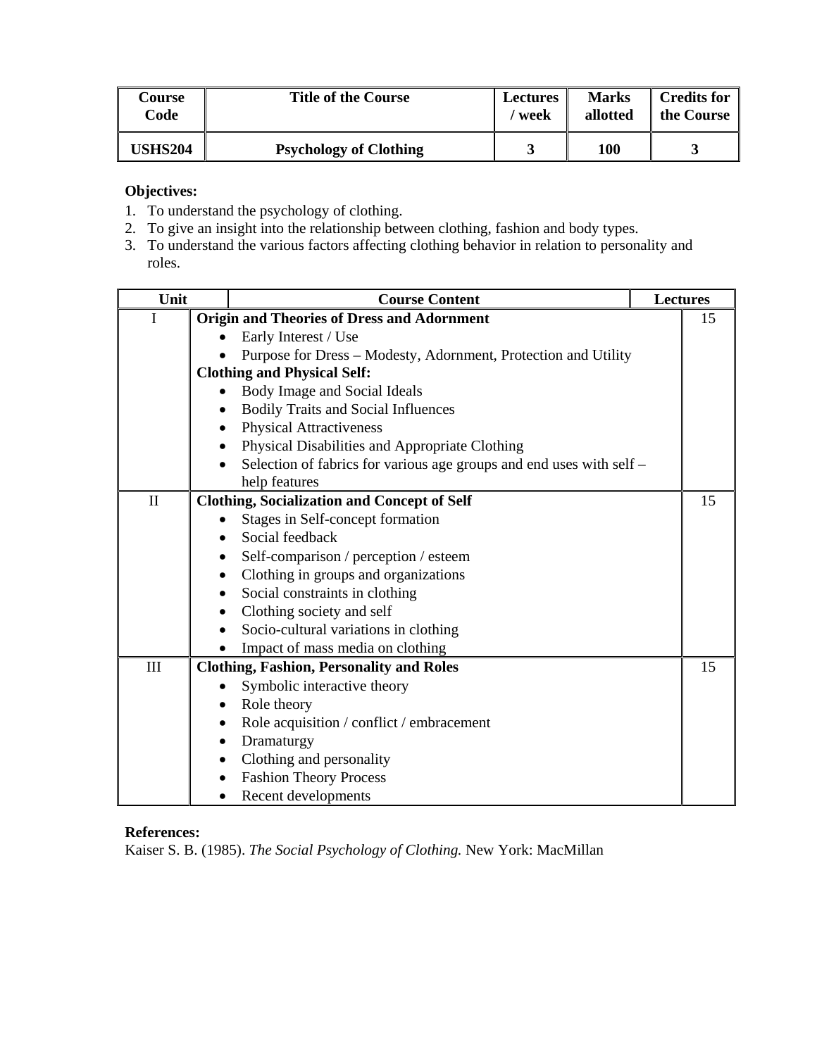| Course Code | Title of the Course | Lectures / week | Marks allotted | Credits for the Course |
|---|---|---|---|---|
| **USHS204** | **Psychology of Clothing** | **3** | **100** | **3** |

**Objectives:**

1. To understand the psychology of clothing.
2. To give an insight into the relationship between clothing, fashion and body types.
3. To understand the various factors affecting clothing behavior in relation to personality and roles.

| Unit | Course Content | Lectures |
|---|---|---|
| I | **Origin and Theories of Dress and Adornment**<br>• Early Interest / Use<br>• Purpose for Dress – Modesty, Adornment, Protection and Utility<br>**Clothing and Physical Self:**<br>• Body Image and Social Ideals<br>• Bodily Traits and Social Influences<br>• Physical Attractiveness<br>• Physical Disabilities and Appropriate Clothing<br>• Selection of fabrics for various age groups and end uses with self – help features | 15 |
| II | **Clothing, Socialization and Concept of Self**<br>• Stages in Self-concept formation<br>• Social feedback<br>• Self-comparison / perception / esteem<br>• Clothing in groups and organizations<br>• Social constraints in clothing<br>• Clothing society and self<br>• Socio-cultural variations in clothing<br>• Impact of mass media on clothing | 15 |
| III | **Clothing, Fashion, Personality and Roles**<br>• Symbolic interactive theory<br>• Role theory<br>• Role acquisition / conflict / embracement<br>• Dramaturgy<br>• Clothing and personality<br>• Fashion Theory Process<br>• Recent developments | 15 |

**References:**

Kaiser S. B. (1985). *The Social Psychology of Clothing.* New York: MacMillan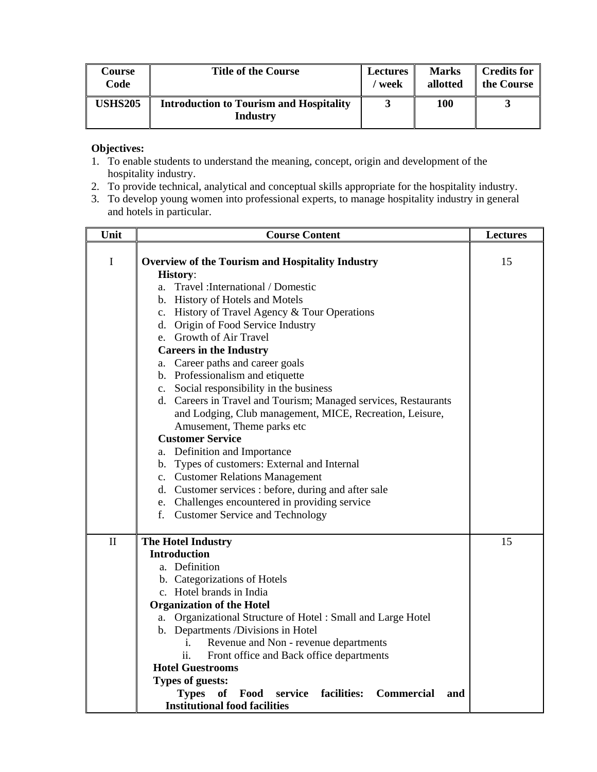| Course Code | Title of the Course | Lectures / week | Marks allotted | Credits for the Course |
|---|---|---|---|---|
| **USHS205** | **Introduction to Tourism and Hospitality Industry** | **3** | **100** | **3** |

**Objectives:**

1. To enable students to understand the meaning, concept, origin and development of the hospitality industry.
2. To provide technical, analytical and conceptual skills appropriate for the hospitality industry.
3. To develop young women into professional experts, to manage hospitality industry in general and hotels in particular.

| Unit | Course Content | Lectures |
|---|---|---|
| I | **Overview of the Tourism and Hospitality Industry**<br>**History**:<br>a. Travel :International / Domestic<br>b. History of Hotels and Motels<br>c. History of Travel Agency & Tour Operations<br>d. Origin of Food Service Industry<br>e. Growth of Air Travel<br>**Careers in the Industry**<br>a. Career paths and career goals<br>b. Professionalism and etiquette<br>c. Social responsibility in the business<br>d. Careers in Travel and Tourism; Managed services, Restaurants and Lodging, Club management, MICE, Recreation, Leisure, Amusement, Theme parks etc<br>**Customer Service**<br>a. Definition and Importance<br>b. Types of customers: External and Internal<br>c. Customer Relations Management<br>d. Customer services : before, during and after sale<br>e. Challenges encountered in providing service<br>f. Customer Service and Technology | 15 |
| II | **The Hotel Industry**<br>**Introduction**<br>a. Definition<br>b. Categorizations of Hotels<br>c. Hotel brands in India<br>**Organization of the Hotel**<br>a. Organizational Structure of Hotel : Small and Large Hotel<br>b. Departments /Divisions in Hotel<br>i. Revenue and Non - revenue departments<br>ii. Front office and Back office departments<br>**Hotel Guestrooms**<br>**Types of guests:**<br>**Types of Food service facilities: Commercial and Institutional food facilities** | 15 |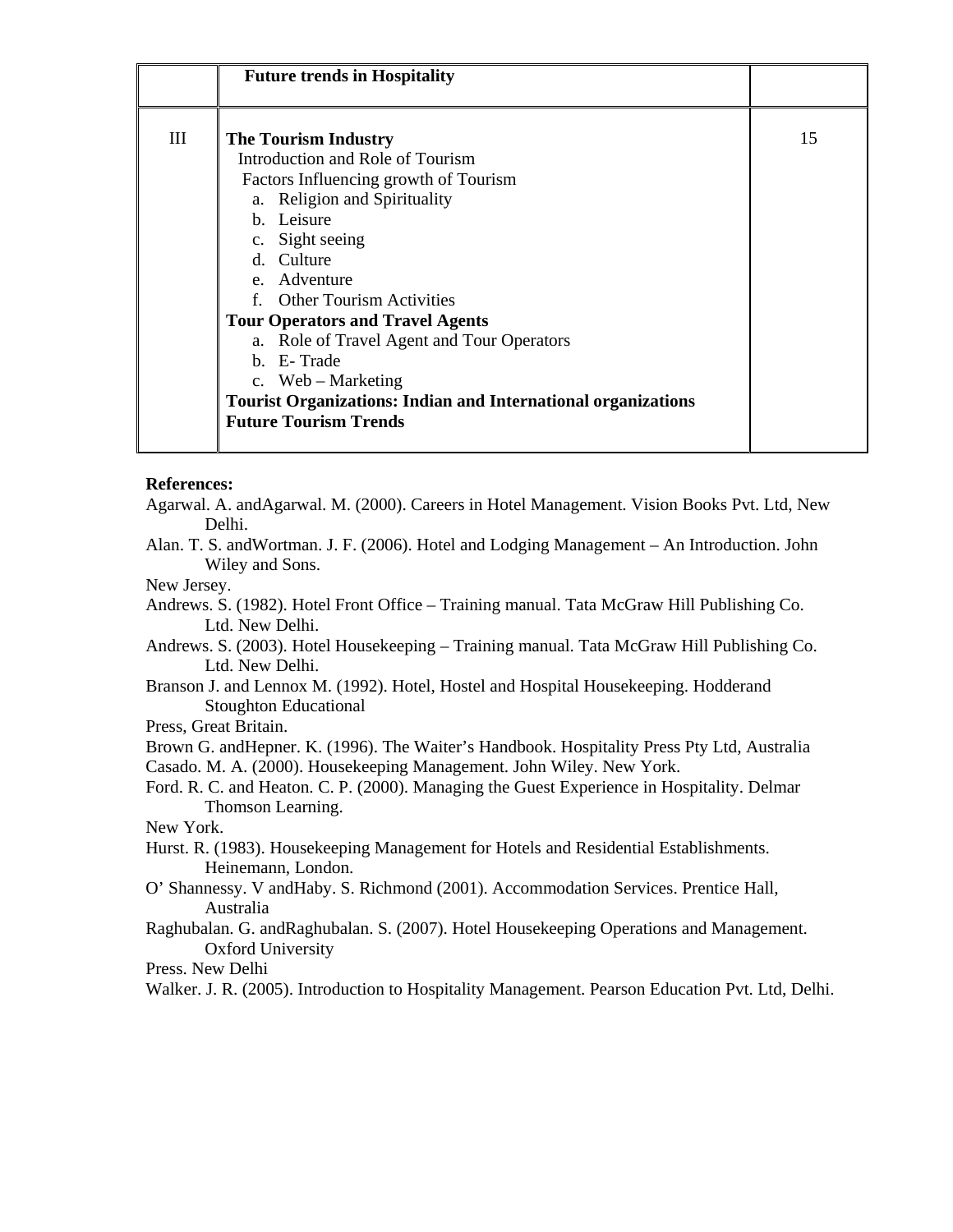|  |  |  |
|---|---|---|
|  | **Future trends in Hospitality** |  |
| III | **The Tourism Industry**<br>Introduction and Role of Tourism<br>Factors Influencing growth of Tourism<br>a. Religion and Spirituality<br>b. Leisure<br>c. Sight seeing<br>d. Culture<br>e. Adventure<br>f. Other Tourism Activities<br>**Tour Operators and Travel Agents**<br>a. Role of Travel Agent and Tour Operators<br>b. E- Trade<br>c. Web – Marketing<br>**Tourist Organizations: Indian and International organizations**<br>**Future Tourism Trends** | 15 |

**References:**

Agarwal. A. andAgarwal. M. (2000). Careers in Hotel Management. Vision Books Pvt. Ltd, New Delhi.

Alan. T. S. andWortman. J. F. (2006). Hotel and Lodging Management – An Introduction. John Wiley and Sons.

New Jersey.

Andrews. S. (1982). Hotel Front Office – Training manual. Tata McGraw Hill Publishing Co. Ltd. New Delhi.

Andrews. S. (2003). Hotel Housekeeping – Training manual. Tata McGraw Hill Publishing Co. Ltd. New Delhi.

Branson J. and Lennox M. (1992). Hotel, Hostel and Hospital Housekeeping. Hodderand Stoughton Educational

Press, Great Britain.

Brown G. andHepner. K. (1996). The Waiter's Handbook. Hospitality Press Pty Ltd, Australia

Casado. M. A. (2000). Housekeeping Management. John Wiley. New York.

Ford. R. C. and Heaton. C. P. (2000). Managing the Guest Experience in Hospitality. Delmar Thomson Learning.

New York.

Hurst. R. (1983). Housekeeping Management for Hotels and Residential Establishments. Heinemann, London.

O' Shannessy. V andHaby. S. Richmond (2001). Accommodation Services. Prentice Hall, Australia

Raghubalan. G. andRaghubalan. S. (2007). Hotel Housekeeping Operations and Management. Oxford University

Press. New Delhi

Walker. J. R. (2005). Introduction to Hospitality Management. Pearson Education Pvt. Ltd, Delhi.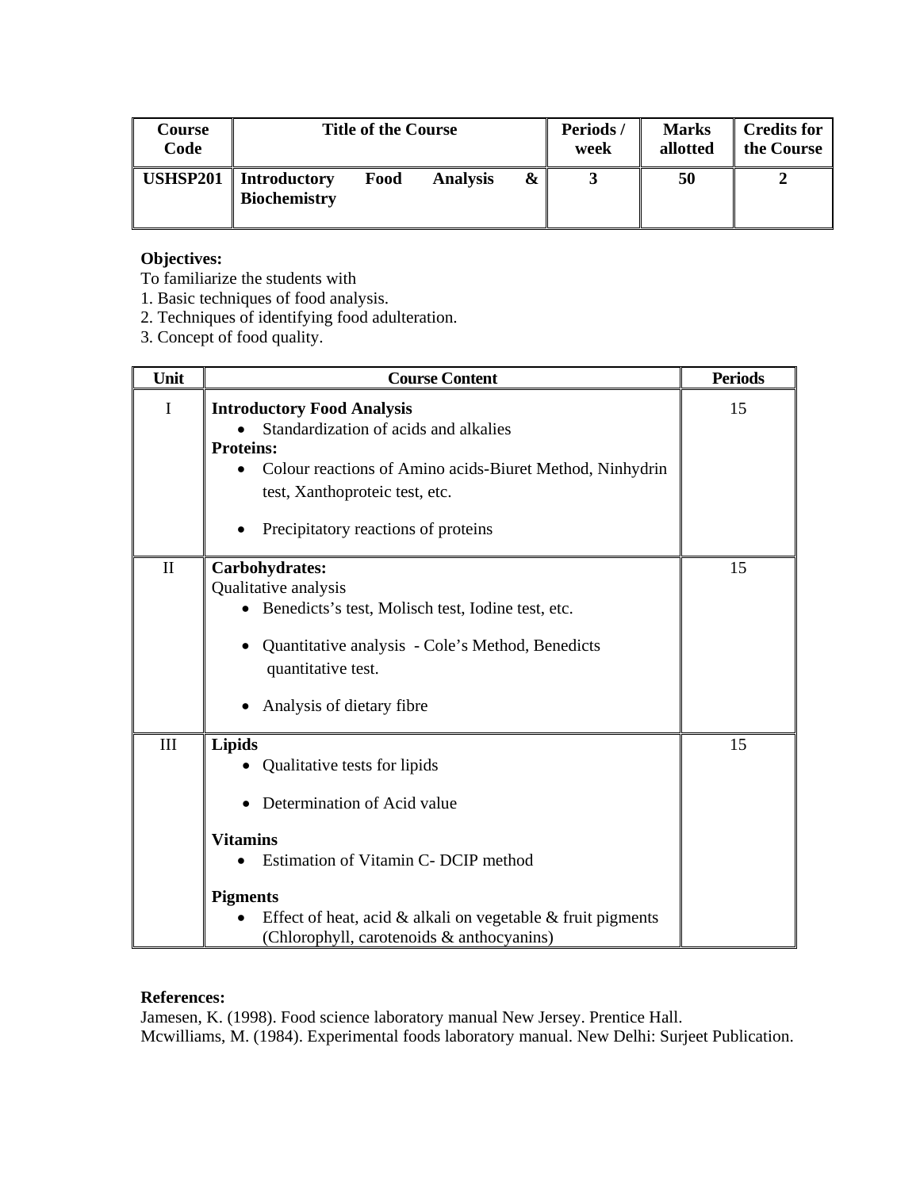| Course Code | Title of the Course | Periods / week | Marks allotted | Credits for the Course |
|---|---|---|---|---|
| **USHSP201** | **Introductory Food Analysis & Biochemistry** | **3** | **50** | **2** |

**Objectives:**

To familiarize the students with

1. Basic techniques of food analysis.
2. Techniques of identifying food adulteration.
3. Concept of food quality.

| Unit | Course Content | Periods |
|---|---|---|
| I | **Introductory Food Analysis**<br>• Standardization of acids and alkalies<br>**Proteins:**<br>• Colour reactions of Amino acids-Biuret Method, Ninhydrin test, Xanthoproteic test, etc.<br>• Precipitatory reactions of proteins | 15 |
| II | **Carbohydrates:**<br>Qualitative analysis<br>• Benedicts's test, Molisch test, Iodine test, etc.<br>• Quantitative analysis - Cole's Method, Benedicts quantitative test.<br>• Analysis of dietary fibre | 15 |
| III | **Lipids**<br>• Qualitative tests for lipids<br>• Determination of Acid value<br>**Vitamins**<br>• Estimation of Vitamin C- DCIP method<br>**Pigments**<br>• Effect of heat, acid & alkali on vegetable & fruit pigments (Chlorophyll, carotenoids & anthocyanins) | 15 |

**References:**

Jamesen, K. (1998). Food science laboratory manual New Jersey. Prentice Hall.

Mcwilliams, M. (1984). Experimental foods laboratory manual. New Delhi: Surjeet Publication.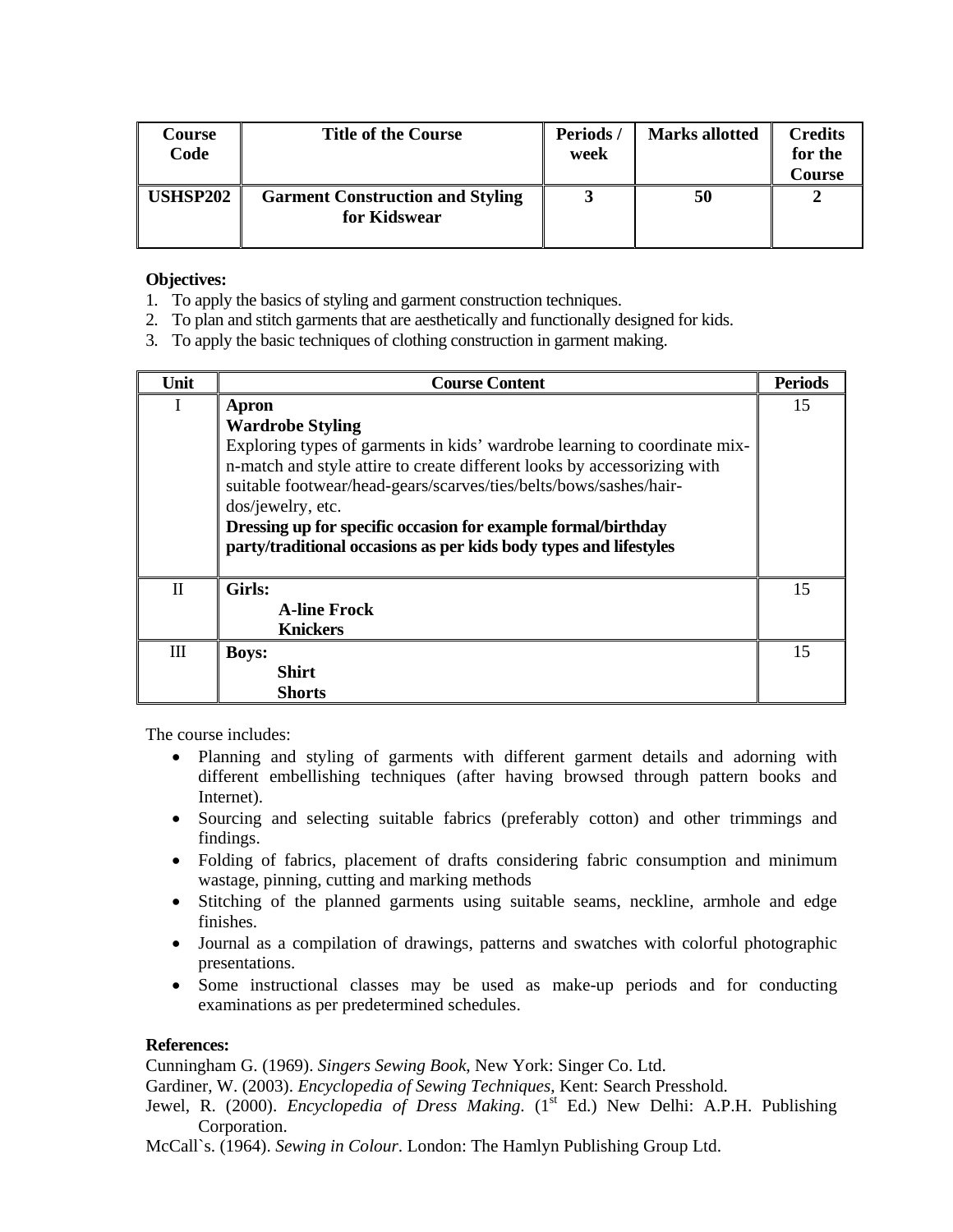| Course Code | Title of the Course | Periods / week | Marks allotted | Credits for the Course |
|---|---|---|---|---|
| **USHSP202** | **Garment Construction and Styling for Kidswear** | **3** | **50** | **2** |

**Objectives:**

1. To apply the basics of styling and garment construction techniques.
2. To plan and stitch garments that are aesthetically and functionally designed for kids.
3. To apply the basic techniques of clothing construction in garment making.

| Unit | Course Content | Periods |
|---|---|---|
| I | **Apron**<br>**Wardrobe Styling**<br>Exploring types of garments in kids' wardrobe learning to coordinate mix-n-match and style attire to create different looks by accessorizing with suitable footwear/head-gears/scarves/ties/belts/bows/sashes/hair-dos/jewelry, etc.<br>**Dressing up for specific occasion for example formal/birthday party/traditional occasions as per kids body types and lifestyles** | 15 |
| II | **Girls:**<br>**A-line Frock**<br>**Knickers** | 15 |
| III | **Boys:**<br>**Shirt**<br>**Shorts** | 15 |

The course includes:

- Planning and styling of garments with different garment details and adorning with different embellishing techniques (after having browsed through pattern books and Internet).
- Sourcing and selecting suitable fabrics (preferably cotton) and other trimmings and findings.
- Folding of fabrics, placement of drafts considering fabric consumption and minimum wastage, pinning, cutting and marking methods
- Stitching of the planned garments using suitable seams, neckline, armhole and edge finishes.
- Journal as a compilation of drawings, patterns and swatches with colorful photographic presentations.
- Some instructional classes may be used as make-up periods and for conducting examinations as per predetermined schedules.

**References:**

Cunningham G. (1969). *Singers Sewing Book*, New York: Singer Co. Ltd.

Gardiner, W. (2003). *Encyclopedia of Sewing Techniques*, Kent: Search Presshold.

Jewel, R. (2000). *Encyclopedia of Dress Making*. (1st Ed.) New Delhi: A.P.H. Publishing Corporation.

McCall`s. (1964). *Sewing in Colour*. London: The Hamlyn Publishing Group Ltd.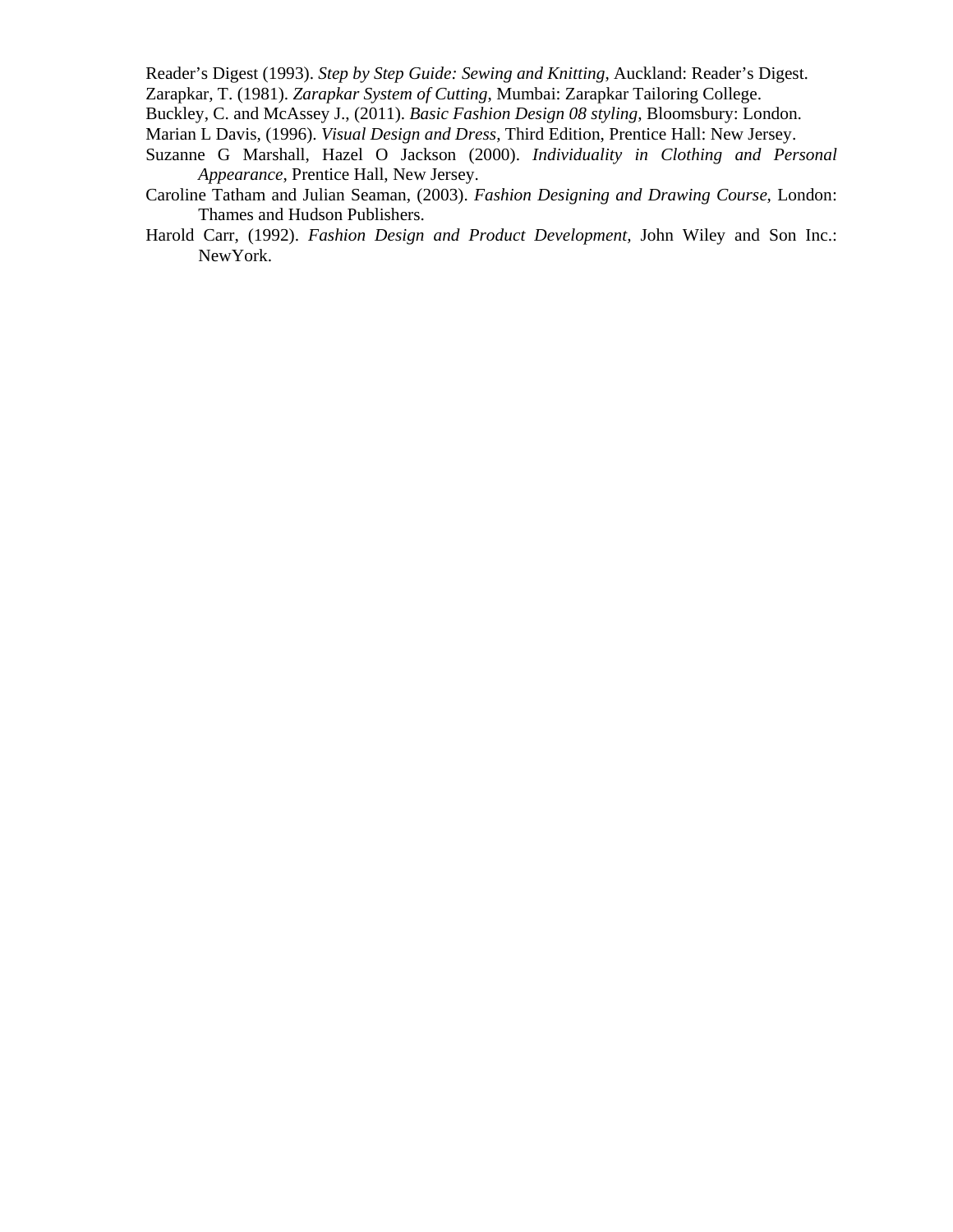Reader's Digest (1993). *Step by Step Guide: Sewing and Knitting*, Auckland: Reader's Digest.

Zarapkar, T. (1981). *Zarapkar System of Cutting*, Mumbai: Zarapkar Tailoring College.

Buckley, C. and McAssey J., (2011). *Basic Fashion Design 08 styling*, Bloomsbury: London.

Marian L Davis, (1996). *Visual Design and Dress*, Third Edition, Prentice Hall: New Jersey.

Suzanne G Marshall, Hazel O Jackson (2000). *Individuality in Clothing and Personal Appearance*, Prentice Hall, New Jersey.

Caroline Tatham and Julian Seaman, (2003). *Fashion Designing and Drawing Course*, London: Thames and Hudson Publishers.

Harold Carr, (1992). *Fashion Design and Product Development*, John Wiley and Son Inc.: NewYork.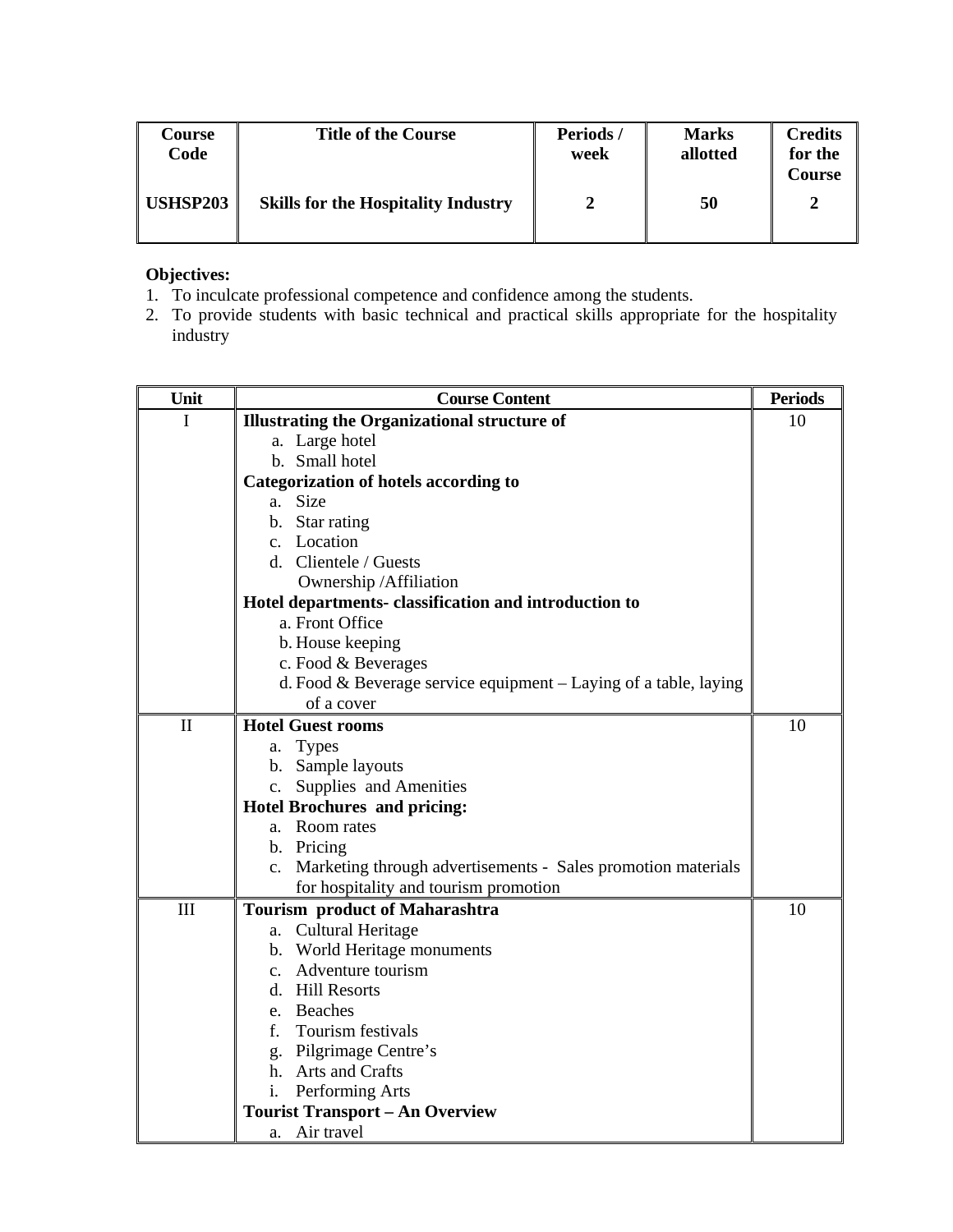| Course Code | Title of the Course | Periods / week | Marks allotted | Credits for the Course |
|---|---|---|---|---|
| USHSP203 | Skills for the Hospitality Industry | 2 | 50 | 2 |

**Objectives:**

1. To inculcate professional competence and confidence among the students.
2. To provide students with basic technical and practical skills appropriate for the hospitality industry

| Unit | Course Content | Periods |
|---|---|---|
| I | **Illustrating the Organizational structure of**<br>a. Large hotel<br>b. Small hotel<br>**Categorization of hotels according to**<br>a. Size<br>b. Star rating<br>c. Location<br>d. Clientele / Guests<br>Ownership /Affiliation<br>**Hotel departments- classification and introduction to**<br>a. Front Office<br>b. House keeping<br>c. Food & Beverages<br>d. Food & Beverage service equipment – Laying of a table, laying of a cover | 10 |
| II | **Hotel Guest rooms**<br>a. Types<br>b. Sample layouts<br>c. Supplies and Amenities<br>**Hotel Brochures and pricing:**<br>a. Room rates<br>b. Pricing<br>c. Marketing through advertisements - Sales promotion materials for hospitality and tourism promotion | 10 |
| III | **Tourism product of Maharashtra**<br>a. Cultural Heritage<br>b. World Heritage monuments<br>c. Adventure tourism<br>d. Hill Resorts<br>e. Beaches<br>f. Tourism festivals<br>g. Pilgrimage Centre's<br>h. Arts and Crafts<br>i. Performing Arts<br>**Tourist Transport – An Overview**<br>a. Air travel | 10 |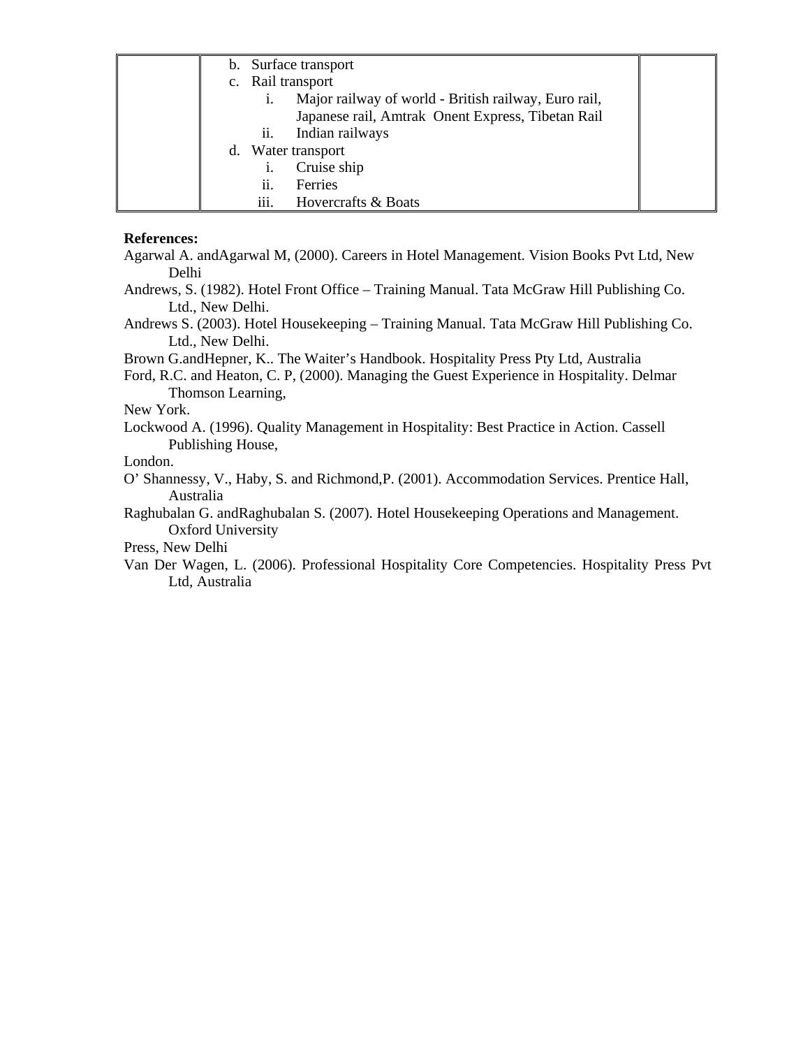| | b. Surface transport<br>c. Rail transport<br>i. Major railway of world - British railway, Euro rail, Japanese rail, Amtrak Onent Express, Tibetan Rail<br>ii. Indian railways<br>d. Water transport<br>i. Cruise ship<br>ii. Ferries<br>iii. Hovercrafts & Boats | |
|---|---|---|

**References:**

Agarwal A. andAgarwal M, (2000). Careers in Hotel Management. Vision Books Pvt Ltd, New Delhi

Andrews, S. (1982). Hotel Front Office – Training Manual. Tata McGraw Hill Publishing Co. Ltd., New Delhi.

Andrews S. (2003). Hotel Housekeeping – Training Manual. Tata McGraw Hill Publishing Co. Ltd., New Delhi.

Brown G.andHepner, K.. The Waiter's Handbook. Hospitality Press Pty Ltd, Australia

Ford, R.C. and Heaton, C. P, (2000). Managing the Guest Experience in Hospitality. Delmar Thomson Learning,
New York.

Lockwood A. (1996). Quality Management in Hospitality: Best Practice in Action. Cassell Publishing House,
London.

O' Shannessy, V., Haby, S. and Richmond,P. (2001). Accommodation Services. Prentice Hall, Australia

Raghubalan G. andRaghubalan S. (2007). Hotel Housekeeping Operations and Management. Oxford University
Press, New Delhi

Van Der Wagen, L. (2006). Professional Hospitality Core Competencies. Hospitality Press Pvt Ltd, Australia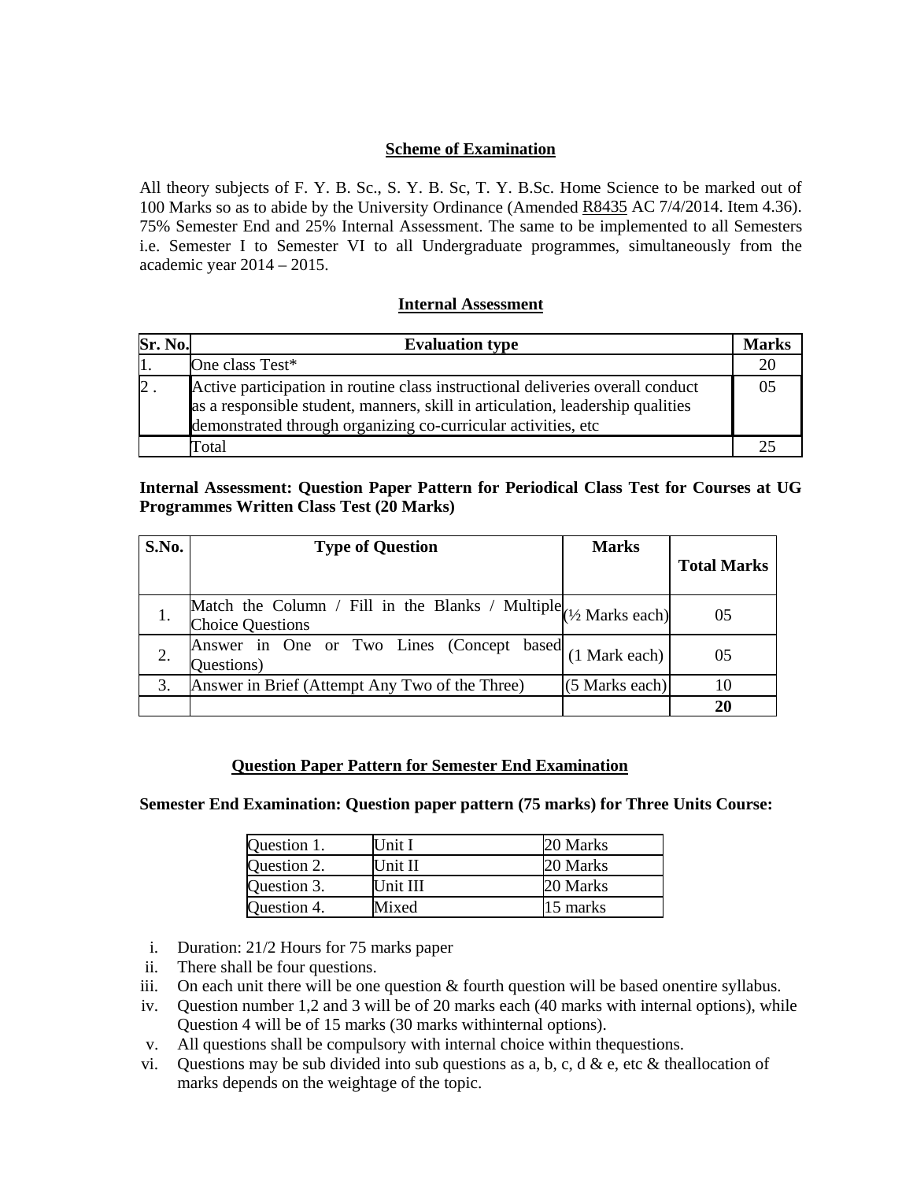## Scheme of Examination

All theory subjects of F. Y. B. Sc., S. Y. B. Sc, T. Y. B.Sc. Home Science to be marked out of 100 Marks so as to abide by the University Ordinance (Amended R8435 AC 7/4/2014. Item 4.36). 75% Semester End and 25% Internal Assessment. The same to be implemented to all Semesters i.e. Semester I to Semester VI to all Undergraduate programmes, simultaneously from the academic year 2014 – 2015.

## Internal Assessment

| Sr. No. | Evaluation type | Marks |
|---|---|---|
| 1. | One class Test* | 20 |
| 2 . | Active participation in routine class instructional deliveries overall conduct as a responsible student, manners, skill in articulation, leadership qualities demonstrated through organizing co-curricular activities, etc | 05 |
| | Total | 25 |

**Internal Assessment: Question Paper Pattern for Periodical Class Test for Courses at UG Programmes Written Class Test (20 Marks)**

| S.No. | Type of Question | Marks | Total Marks |
|---|---|---|---|
| 1. | Match the Column / Fill in the Blanks / Multiple Choice Questions | (½ Marks each) | 05 |
| 2. | Answer in One or Two Lines (Concept based Questions) | (1 Mark each) | 05 |
| 3. | Answer in Brief (Attempt Any Two of the Three) | (5 Marks each) | 10 |
| | | | **20** |

## Question Paper Pattern for Semester End Examination

**Semester End Examination: Question paper pattern (75 marks) for Three Units Course:**

| Question 1. | Unit I | 20 Marks |
|---|---|---|
| Question 2. | Unit II | 20 Marks |
| Question 3. | Unit III | 20 Marks |
| Question 4. | Mixed | 15 marks |

i. Duration: 21/2 Hours for 75 marks paper
ii. There shall be four questions.
iii. On each unit there will be one question & fourth question will be based onentire syllabus.
iv. Question number 1,2 and 3 will be of 20 marks each (40 marks with internal options), while Question 4 will be of 15 marks (30 marks withinternal options).
v. All questions shall be compulsory with internal choice within thequestions.
vi. Questions may be sub divided into sub questions as a, b, c, d & e, etc & theallocation of marks depends on the weightage of the topic.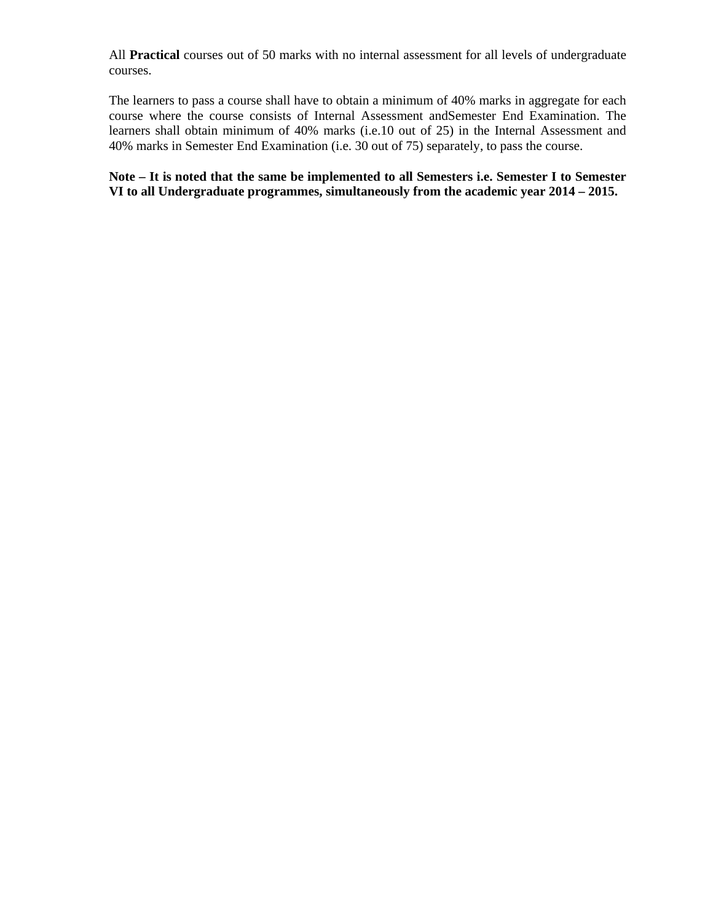All **Practical** courses out of 50 marks with no internal assessment for all levels of undergraduate courses.

The learners to pass a course shall have to obtain a minimum of 40% marks in aggregate for each course where the course consists of Internal Assessment andSemester End Examination. The learners shall obtain minimum of 40% marks (i.e.10 out of 25) in the Internal Assessment and 40% marks in Semester End Examination (i.e. 30 out of 75) separately, to pass the course.

**Note – It is noted that the same be implemented to all Semesters i.e. Semester I to Semester VI to all Undergraduate programmes, simultaneously from the academic year 2014 – 2015.**